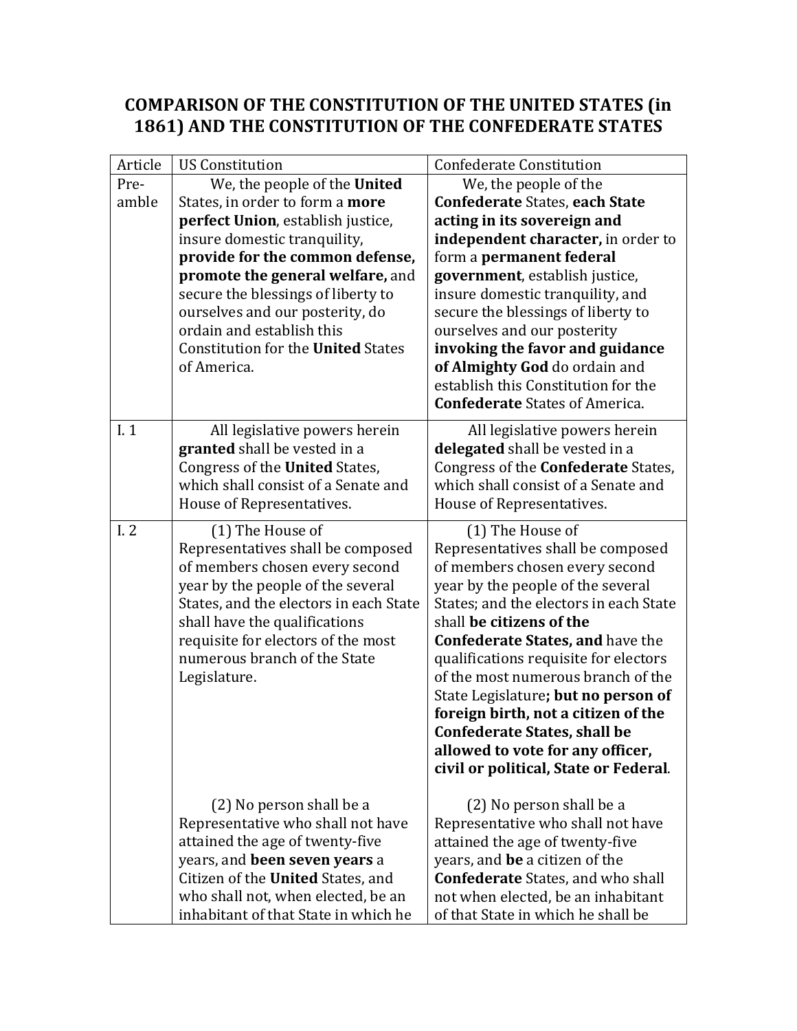# COMPARISON OF THE CONSTITUTION OF THE UNITED STATES (in 1861) AND THE CONSTITUTION OF THE CONFEDERATE STATES

| Article | US Constitution | Confederate Constitution |
|---|---|---|
| Pre-amble | We, the people of the **United** States, in order to form a **more perfect Union**, establish justice, insure domestic tranquility, **provide for the common defense, promote the general welfare,** and secure the blessings of liberty to ourselves and our posterity, do ordain and establish this Constitution for the **United** States of America. | We, the people of the **Confederate** States, **each State acting in its sovereign and independent character,** in order to form a **permanent federal government**, establish justice, insure domestic tranquility, and secure the blessings of liberty to ourselves and our posterity **invoking the favor and guidance of Almighty God** do ordain and establish this Constitution for the **Confederate** States of America. |
| I. 1 | All legislative powers herein **granted** shall be vested in a Congress of the **United** States, which shall consist of a Senate and House of Representatives. | All legislative powers herein **delegated** shall be vested in a Congress of the **Confederate** States, which shall consist of a Senate and House of Representatives. |
| I. 2 | (1) The House of Representatives shall be composed of members chosen every second year by the people of the several States, and the electors in each State shall have the qualifications requisite for electors of the most numerous branch of the State Legislature.<br><br>(2) No person shall be a Representative who shall not have attained the age of twenty-five years, and **been seven years** a Citizen of the **United** States, and who shall not, when elected, be an inhabitant of that State in which he | (1) The House of Representatives shall be composed of members chosen every second year by the people of the several States; and the electors in each State shall **be citizens of the Confederate States, and** have the qualifications requisite for electors of the most numerous branch of the State Legislature**; but no person of foreign birth, not a citizen of the Confederate States, shall be allowed to vote for any officer, civil or political, State or Federal**.<br><br>(2) No person shall be a Representative who shall not have attained the age of twenty-five years, and **be** a citizen of the **Confederate** States, and who shall not when elected, be an inhabitant of that State in which he shall be |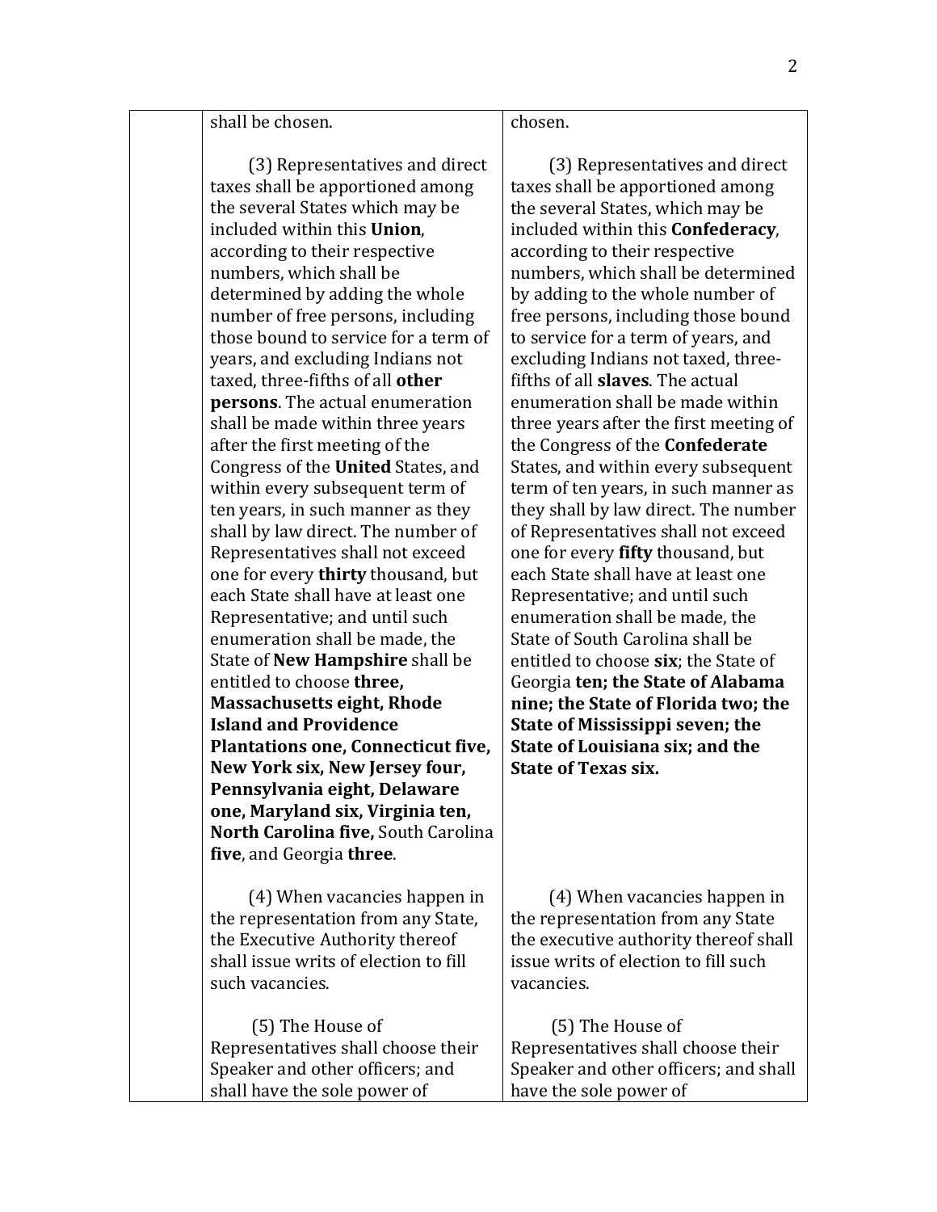| | | |
|---|---|---|
| | shall be chosen.<br><br>(3) Representatives and direct taxes shall be apportioned among the several States which may be included within this **Union**, according to their respective numbers, which shall be determined by adding the whole number of free persons, including those bound to service for a term of years, and excluding Indians not taxed, three-fifths of all **other persons**. The actual enumeration shall be made within three years after the first meeting of the Congress of the **United** States, and within every subsequent term of ten years, in such manner as they shall by law direct. The number of Representatives shall not exceed one for every **thirty** thousand, but each State shall have at least one Representative; and until such enumeration shall be made, the State of **New Hampshire** shall be entitled to choose **three, Massachusetts eight, Rhode Island and Providence Plantations one, Connecticut five, New York six, New Jersey four, Pennsylvania eight, Delaware one, Maryland six, Virginia ten, North Carolina five,** South Carolina **five**, and Georgia **three**.<br><br>(4) When vacancies happen in the representation from any State, the Executive Authority thereof shall issue writs of election to fill such vacancies.<br><br>(5) The House of Representatives shall choose their Speaker and other officers; and shall have the sole power of | chosen.<br><br>(3) Representatives and direct taxes shall be apportioned among the several States, which may be included within this **Confederacy**, according to their respective numbers, which shall be determined by adding to the whole number of free persons, including those bound to service for a term of years, and excluding Indians not taxed, three-fifths of all **slaves**. The actual enumeration shall be made within three years after the first meeting of the Congress of the **Confederate** States, and within every subsequent term of ten years, in such manner as they shall by law direct. The number of Representatives shall not exceed one for every **fifty** thousand, but each State shall have at least one Representative; and until such enumeration shall be made, the State of South Carolina shall be entitled to choose **six**; the State of Georgia **ten; the State of Alabama nine; the State of Florida two; the State of Mississippi seven; the State of Louisiana six; and the State of Texas six.**<br><br>(4) When vacancies happen in the representation from any State the executive authority thereof shall issue writs of election to fill such vacancies.<br><br>(5) The House of Representatives shall choose their Speaker and other officers; and shall have the sole power of |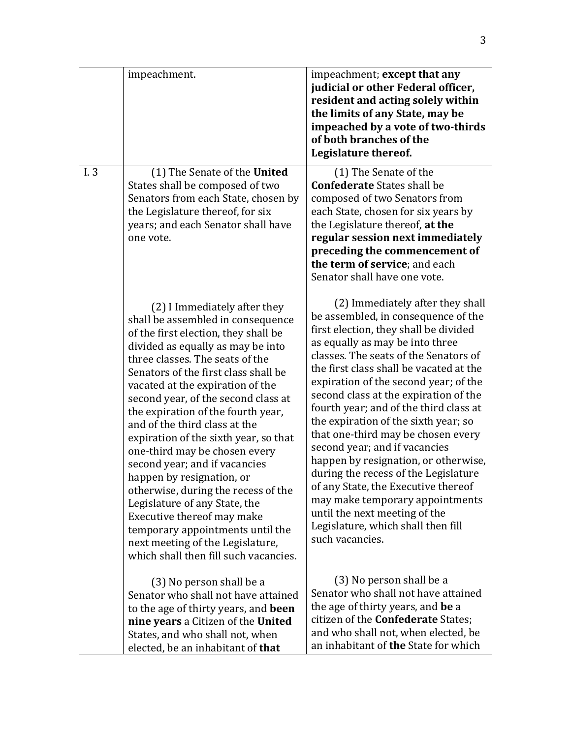| | | |
|---|---|---|
| | impeachment. | impeachment; **except that any judicial or other Federal officer, resident and acting solely within the limits of any State, may be impeached by a vote of two-thirds of both branches of the Legislature thereof.** |
| I. 3 | (1) The Senate of the **United** States shall be composed of two Senators from each State, chosen by the Legislature thereof, for six years; and each Senator shall have one vote.<br><br>(2) I Immediately after they shall be assembled in consequence of the first election, they shall be divided as equally as may be into three classes. The seats of the Senators of the first class shall be vacated at the expiration of the second year, of the second class at the expiration of the fourth year, and of the third class at the expiration of the sixth year, so that one-third may be chosen every second year; and if vacancies happen by resignation, or otherwise, during the recess of the Legislature of any State, the Executive thereof may make temporary appointments until the next meeting of the Legislature, which shall then fill such vacancies.<br><br>(3) No person shall be a Senator who shall not have attained to the age of thirty years, and **been nine years** a Citizen of the **United** States, and who shall not, when elected, be an inhabitant of **that** | (1) The Senate of the **Confederate** States shall be composed of two Senators from each State, chosen for six years by the Legislature thereof, **at the regular session next immediately preceding the commencement of the term of service**; and each Senator shall have one vote.<br><br>(2) Immediately after they shall be assembled, in consequence of the first election, they shall be divided as equally as may be into three classes. The seats of the Senators of the first class shall be vacated at the expiration of the second year; of the second class at the expiration of the fourth year; and of the third class at the expiration of the sixth year; so that one-third may be chosen every second year; and if vacancies happen by resignation, or otherwise, during the recess of the Legislature of any State, the Executive thereof may make temporary appointments until the next meeting of the Legislature, which shall then fill such vacancies.<br><br>(3) No person shall be a Senator who shall not have attained the age of thirty years, and **be** a citizen of the **Confederate** States; and who shall not, when elected, be an inhabitant of **the** State for which |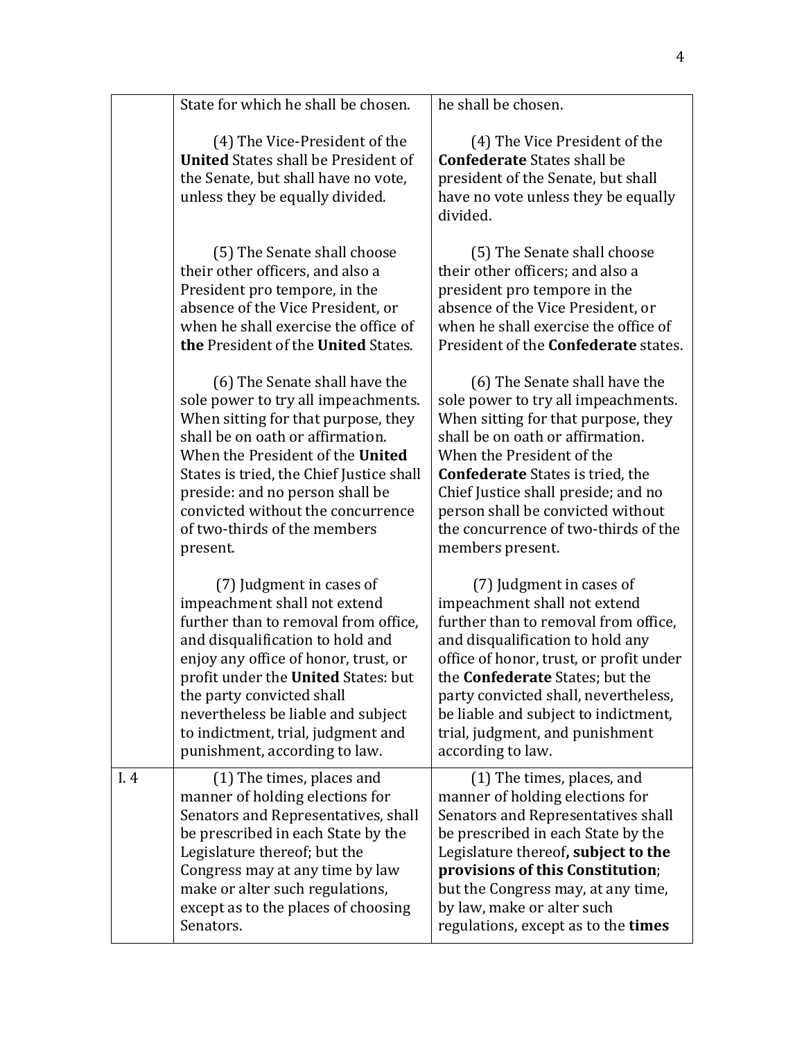|  | State for which he shall be chosen. | he shall be chosen. |
|---|---|---|
|  | (4) The Vice-President of the **United** States shall be President of the Senate, but shall have no vote, unless they be equally divided. | (4) The Vice President of the **Confederate** States shall be president of the Senate, but shall have no vote unless they be equally divided. |
|  | (5) The Senate shall choose their other officers, and also a President pro tempore, in the absence of the Vice President, or when he shall exercise the office of **the** President of the **United** States. | (5) The Senate shall choose their other officers; and also a president pro tempore in the absence of the Vice President, or when he shall exercise the office of President of the **Confederate** states. |
|  | (6) The Senate shall have the sole power to try all impeachments. When sitting for that purpose, they shall be on oath or affirmation. When the President of the **United** States is tried, the Chief Justice shall preside: and no person shall be convicted without the concurrence of two-thirds of the members present. | (6) The Senate shall have the sole power to try all impeachments. When sitting for that purpose, they shall be on oath or affirmation. When the President of the **Confederate** States is tried, the Chief Justice shall preside; and no person shall be convicted without the concurrence of two-thirds of the members present. |
|  | (7) Judgment in cases of impeachment shall not extend further than to removal from office, and disqualification to hold and enjoy any office of honor, trust, or profit under the **United** States: but the party convicted shall nevertheless be liable and subject to indictment, trial, judgment and punishment, according to law. | (7) Judgment in cases of impeachment shall not extend further than to removal from office, and disqualification to hold any office of honor, trust, or profit under the **Confederate** States; but the party convicted shall, nevertheless, be liable and subject to indictment, trial, judgment, and punishment according to law. |
| I. 4 | (1) The times, places and manner of holding elections for Senators and Representatives, shall be prescribed in each State by the Legislature thereof; but the Congress may at any time by law make or alter such regulations, except as to the places of choosing Senators. | (1) The times, places, and manner of holding elections for Senators and Representatives shall be prescribed in each State by the Legislature thereof**, subject to the provisions of this Constitution**; but the Congress may, at any time, by law, make or alter such regulations, except as to the **times** |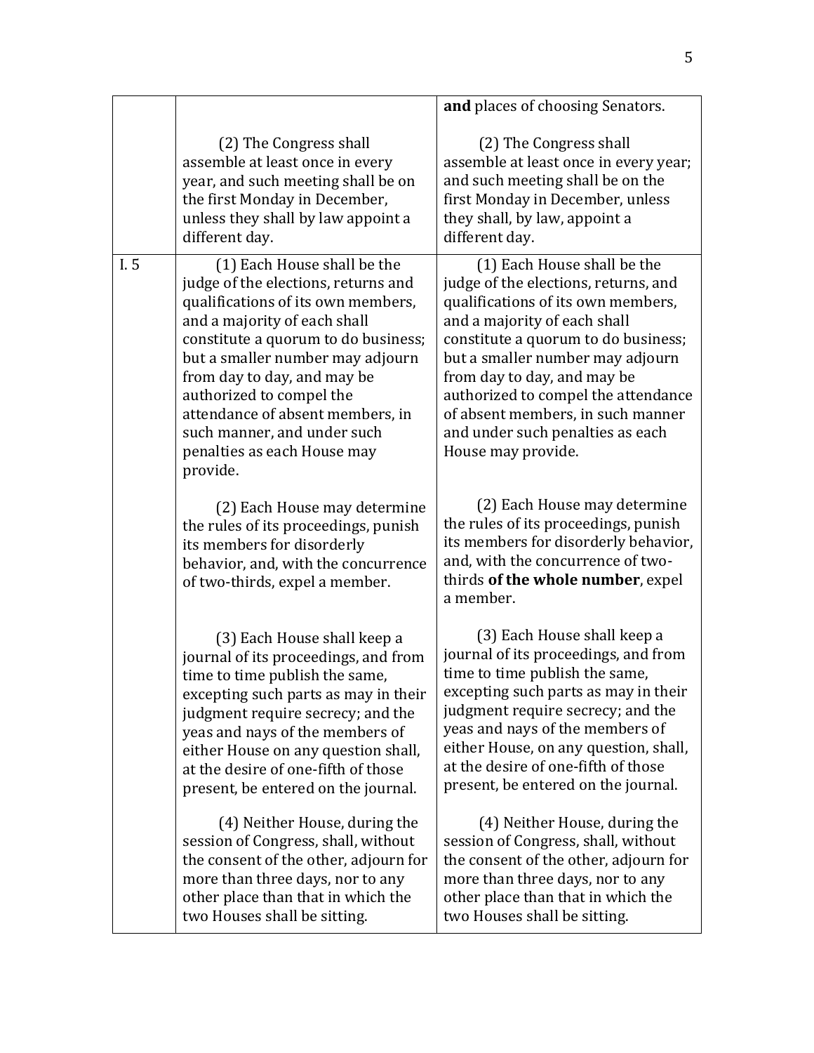|  |  |  |
| --- | --- | --- |
|  |  | **and** places of choosing Senators. |
|  | (2) The Congress shall assemble at least once in every year, and such meeting shall be on the first Monday in December, unless they shall by law appoint a different day. | (2) The Congress shall assemble at least once in every year; and such meeting shall be on the first Monday in December, unless they shall, by law, appoint a different day. |
| I. 5 | (1) Each House shall be the judge of the elections, returns and qualifications of its own members, and a majority of each shall constitute a quorum to do business; but a smaller number may adjourn from day to day, and may be authorized to compel the attendance of absent members, in such manner, and under such penalties as each House may provide.<br><br>(2) Each House may determine the rules of its proceedings, punish its members for disorderly behavior, and, with the concurrence of two-thirds, expel a member.<br><br>(3) Each House shall keep a journal of its proceedings, and from time to time publish the same, excepting such parts as may in their judgment require secrecy; and the yeas and nays of the members of either House on any question shall, at the desire of one-fifth of those present, be entered on the journal.<br><br>(4) Neither House, during the session of Congress, shall, without the consent of the other, adjourn for more than three days, nor to any other place than that in which the two Houses shall be sitting. | (1) Each House shall be the judge of the elections, returns, and qualifications of its own members, and a majority of each shall constitute a quorum to do business; but a smaller number may adjourn from day to day, and may be authorized to compel the attendance of absent members, in such manner and under such penalties as each House may provide.<br><br>(2) Each House may determine the rules of its proceedings, punish its members for disorderly behavior, and, with the concurrence of two-thirds **of the whole number**, expel a member.<br><br>(3) Each House shall keep a journal of its proceedings, and from time to time publish the same, excepting such parts as may in their judgment require secrecy; and the yeas and nays of the members of either House, on any question, shall, at the desire of one-fifth of those present, be entered on the journal.<br><br>(4) Neither House, during the session of Congress, shall, without the consent of the other, adjourn for more than three days, nor to any other place than that in which the two Houses shall be sitting. |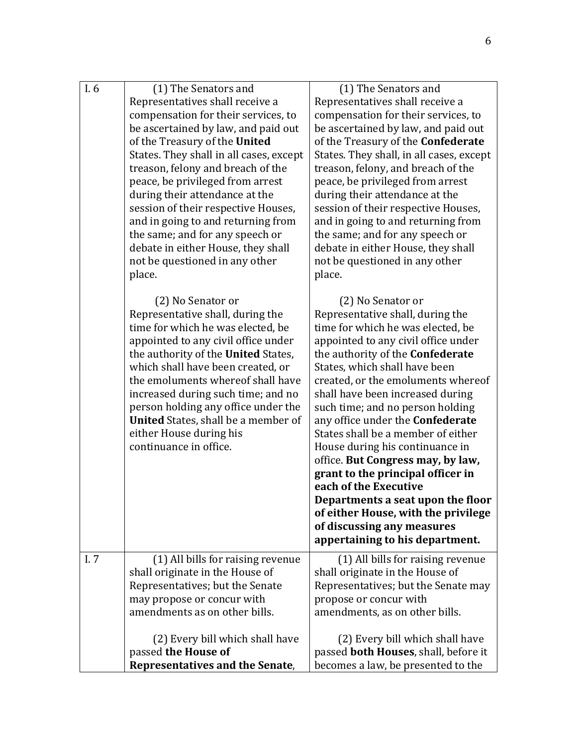| | | |
|---|---|---|
| I. 6 | (1) The Senators and Representatives shall receive a compensation for their services, to be ascertained by law, and paid out of the Treasury of the **United** States. They shall in all cases, except treason, felony and breach of the peace, be privileged from arrest during their attendance at the session of their respective Houses, and in going to and returning from the same; and for any speech or debate in either House, they shall not be questioned in any other place.<br><br>(2) No Senator or Representative shall, during the time for which he was elected, be appointed to any civil office under the authority of the **United** States, which shall have been created, or the emoluments whereof shall have increased during such time; and no person holding any office under the **United** States, shall be a member of either House during his continuance in office. | (1) The Senators and Representatives shall receive a compensation for their services, to be ascertained by law, and paid out of the Treasury of the **Confederate** States. They shall, in all cases, except treason, felony, and breach of the peace, be privileged from arrest during their attendance at the session of their respective Houses, and in going to and returning from the same; and for any speech or debate in either House, they shall not be questioned in any other place.<br><br>(2) No Senator or Representative shall, during the time for which he was elected, be appointed to any civil office under the authority of the **Confederate** States, which shall have been created, or the emoluments whereof shall have been increased during such time; and no person holding any office under the **Confederate** States shall be a member of either House during his continuance in office. **But Congress may, by law, grant to the principal officer in each of the Executive Departments a seat upon the floor of either House, with the privilege of discussing any measures appertaining to his department.** |
| I. 7 | (1) All bills for raising revenue shall originate in the House of Representatives; but the Senate may propose or concur with amendments as on other bills.<br><br>(2) Every bill which shall have passed **the House of Representatives and the Senate**, | (1) All bills for raising revenue shall originate in the House of Representatives; but the Senate may propose or concur with amendments, as on other bills.<br><br>(2) Every bill which shall have passed **both Houses**, shall, before it becomes a law, be presented to the |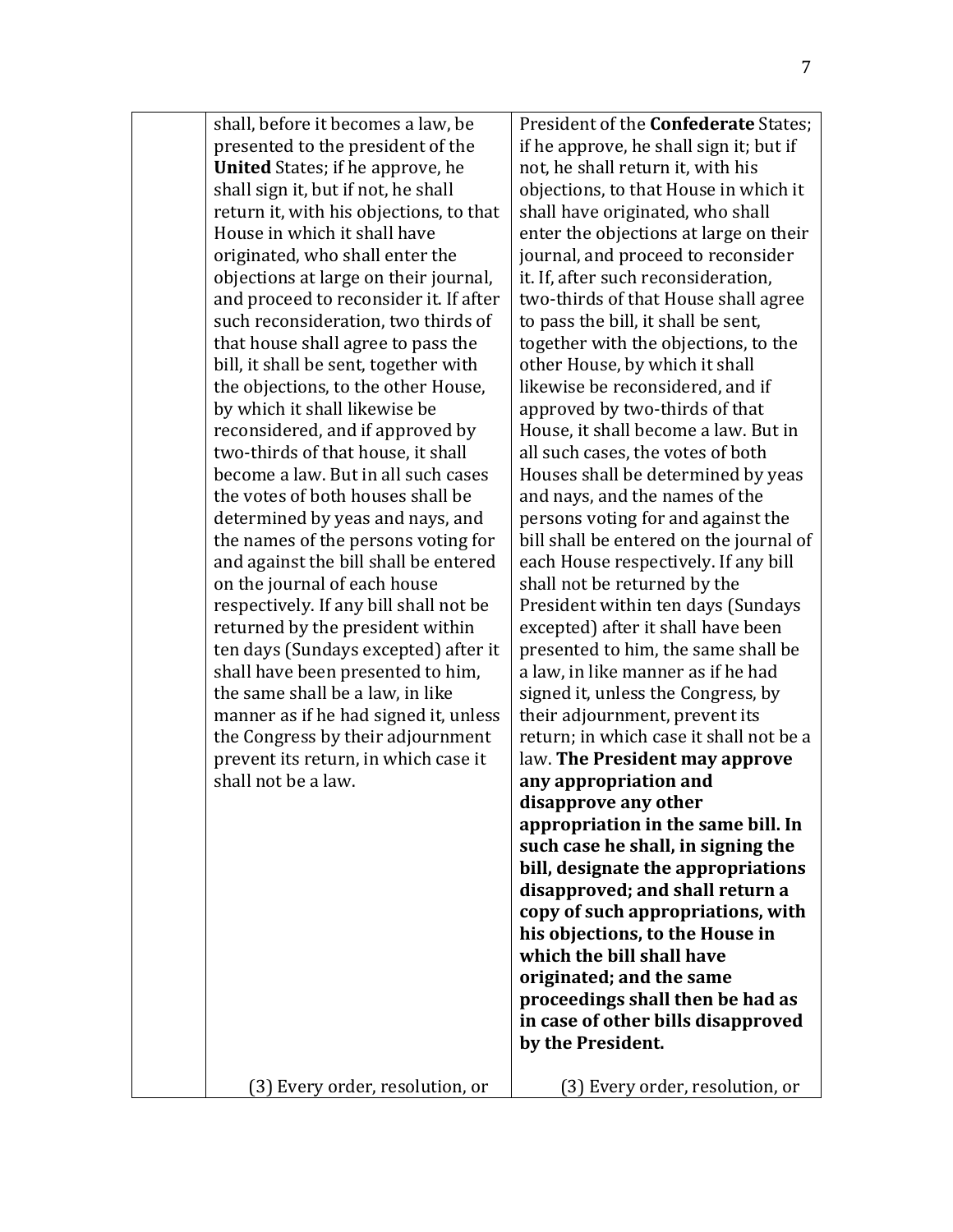| | | |
|---|---|---|
| | shall, before it becomes a law, be presented to the president of the **United** States; if he approve, he shall sign it, but if not, he shall return it, with his objections, to that House in which it shall have originated, who shall enter the objections at large on their journal, and proceed to reconsider it. If after such reconsideration, two thirds of that house shall agree to pass the bill, it shall be sent, together with the objections, to the other House, by which it shall likewise be reconsidered, and if approved by two-thirds of that house, it shall become a law. But in all such cases the votes of both houses shall be determined by yeas and nays, and the names of the persons voting for and against the bill shall be entered on the journal of each house respectively. If any bill shall not be returned by the president within ten days (Sundays excepted) after it shall have been presented to him, the same shall be a law, in like manner as if he had signed it, unless the Congress by their adjournment prevent its return, in which case it shall not be a law. | President of the **Confederate** States; if he approve, he shall sign it; but if not, he shall return it, with his objections, to that House in which it shall have originated, who shall enter the objections at large on their journal, and proceed to reconsider it. If, after such reconsideration, two-thirds of that House shall agree to pass the bill, it shall be sent, together with the objections, to the other House, by which it shall likewise be reconsidered, and if approved by two-thirds of that House, it shall become a law. But in all such cases, the votes of both Houses shall be determined by yeas and nays, and the names of the persons voting for and against the bill shall be entered on the journal of each House respectively. If any bill shall not be returned by the President within ten days (Sundays excepted) after it shall have been presented to him, the same shall be a law, in like manner as if he had signed it, unless the Congress, by their adjournment, prevent its return; in which case it shall not be a law. **The President may approve any appropriation and disapprove any other appropriation in the same bill. In such case he shall, in signing the bill, designate the appropriations disapproved; and shall return a copy of such appropriations, with his objections, to the House in which the bill shall have originated; and the same proceedings shall then be had as in case of other bills disapproved by the President.** |
| | (3) Every order, resolution, or | (3) Every order, resolution, or |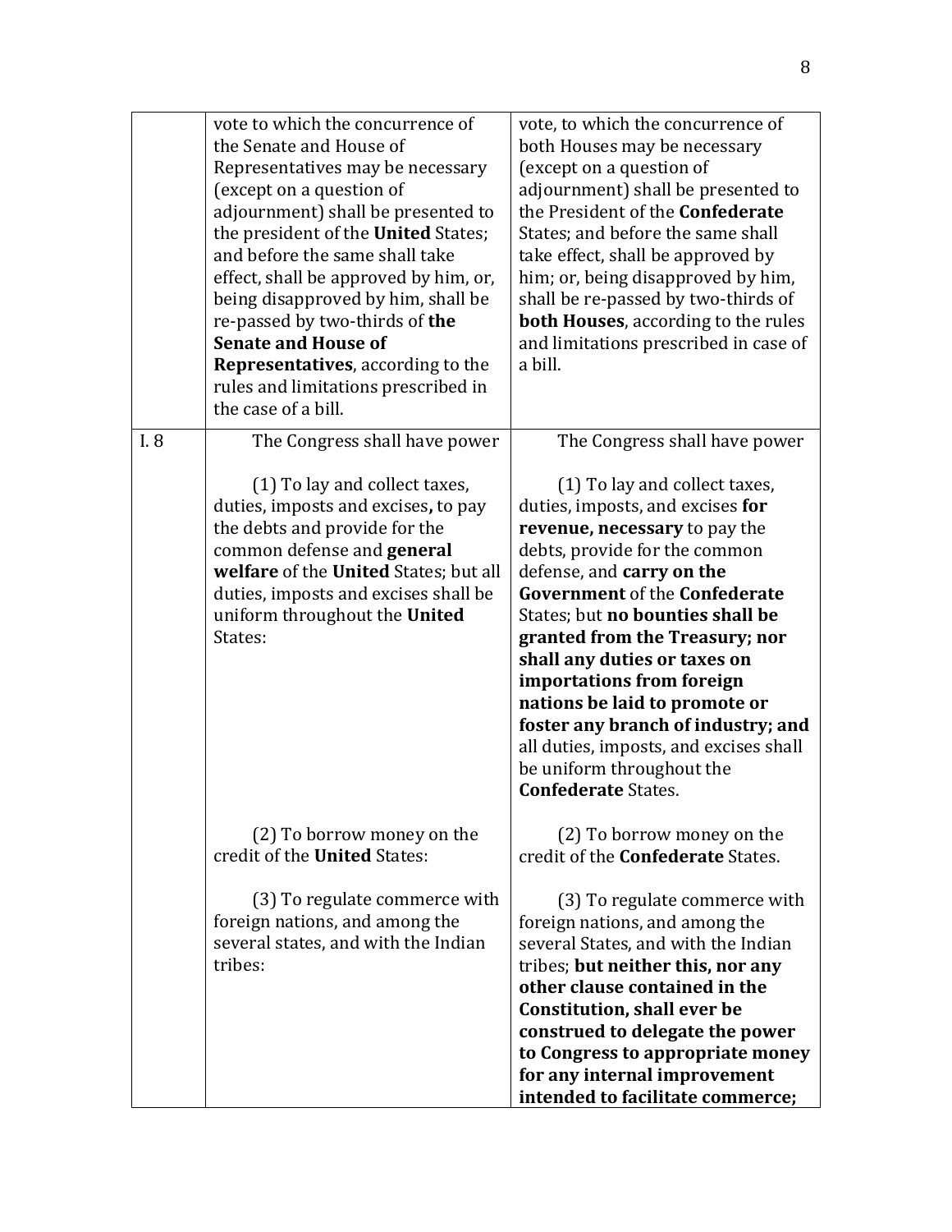| | | |
|---|---|---|
| | vote to which the concurrence of the Senate and House of Representatives may be necessary (except on a question of adjournment) shall be presented to the president of the **United** States; and before the same shall take effect, shall be approved by him, or, being disapproved by him, shall be re-passed by two-thirds of **the Senate and House of Representatives**, according to the rules and limitations prescribed in the case of a bill. | vote, to which the concurrence of both Houses may be necessary (except on a question of adjournment) shall be presented to the President of the **Confederate** States; and before the same shall take effect, shall be approved by him; or, being disapproved by him, shall be re-passed by two-thirds of **both Houses**, according to the rules and limitations prescribed in case of a bill. |
| I. 8 | The Congress shall have power<br><br>(1) To lay and collect taxes, duties, imposts and excises**,** to pay the debts and provide for the common defense and **general welfare** of the **United** States; but all duties, imposts and excises shall be uniform throughout the **United** States:<br><br>(2) To borrow money on the credit of the **United** States:<br><br>(3) To regulate commerce with foreign nations, and among the several states, and with the Indian tribes: | The Congress shall have power<br><br>(1) To lay and collect taxes, duties, imposts, and excises **for revenue, necessary** to pay the debts, provide for the common defense, and **carry on the Government** of the **Confederate** States; but **no bounties shall be granted from the Treasury; nor shall any duties or taxes on importations from foreign nations be laid to promote or foster any branch of industry; and** all duties, imposts, and excises shall be uniform throughout the **Confederate** States.<br><br>(2) To borrow money on the credit of the **Confederate** States.<br><br>(3) To regulate commerce with foreign nations, and among the several States, and with the Indian tribes; **but neither this, nor any other clause contained in the Constitution, shall ever be construed to delegate the power to Congress to appropriate money for any internal improvement intended to facilitate commerce;** |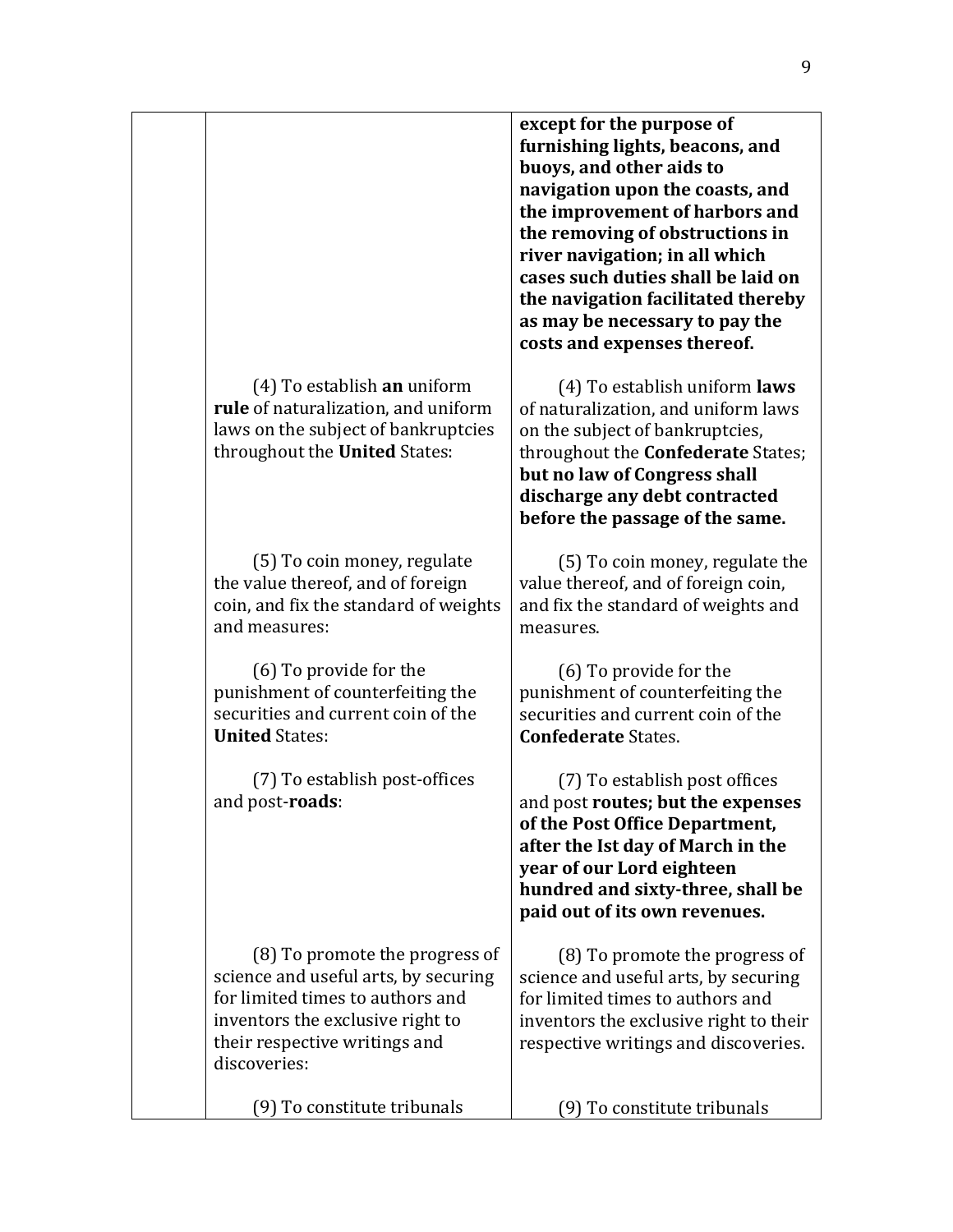| | | |
|---|---|---|
| | | **except for the purpose of furnishing lights, beacons, and buoys, and other aids to navigation upon the coasts, and the improvement of harbors and the removing of obstructions in river navigation; in all which cases such duties shall be laid on the navigation facilitated thereby as may be necessary to pay the costs and expenses thereof.** |
| | (4) To establish **an** uniform **rule** of naturalization, and uniform laws on the subject of bankruptcies throughout the **United** States: | (4) To establish uniform **laws** of naturalization, and uniform laws on the subject of bankruptcies, throughout the **Confederate** States; **but no law of Congress shall discharge any debt contracted before the passage of the same.** |
| | (5) To coin money, regulate the value thereof, and of foreign coin, and fix the standard of weights and measures: | (5) To coin money, regulate the value thereof, and of foreign coin, and fix the standard of weights and measures. |
| | (6) To provide for the punishment of counterfeiting the securities and current coin of the **United** States: | (6) To provide for the punishment of counterfeiting the securities and current coin of the **Confederate** States. |
| | (7) To establish post-offices and post-**roads**: | (7) To establish post offices and post **routes; but the expenses of the Post Office Department, after the Ist day of March in the year of our Lord eighteen hundred and sixty-three, shall be paid out of its own revenues.** |
| | (8) To promote the progress of science and useful arts, by securing for limited times to authors and inventors the exclusive right to their respective writings and discoveries: | (8) To promote the progress of science and useful arts, by securing for limited times to authors and inventors the exclusive right to their respective writings and discoveries. |
| | (9) To constitute tribunals | (9) To constitute tribunals |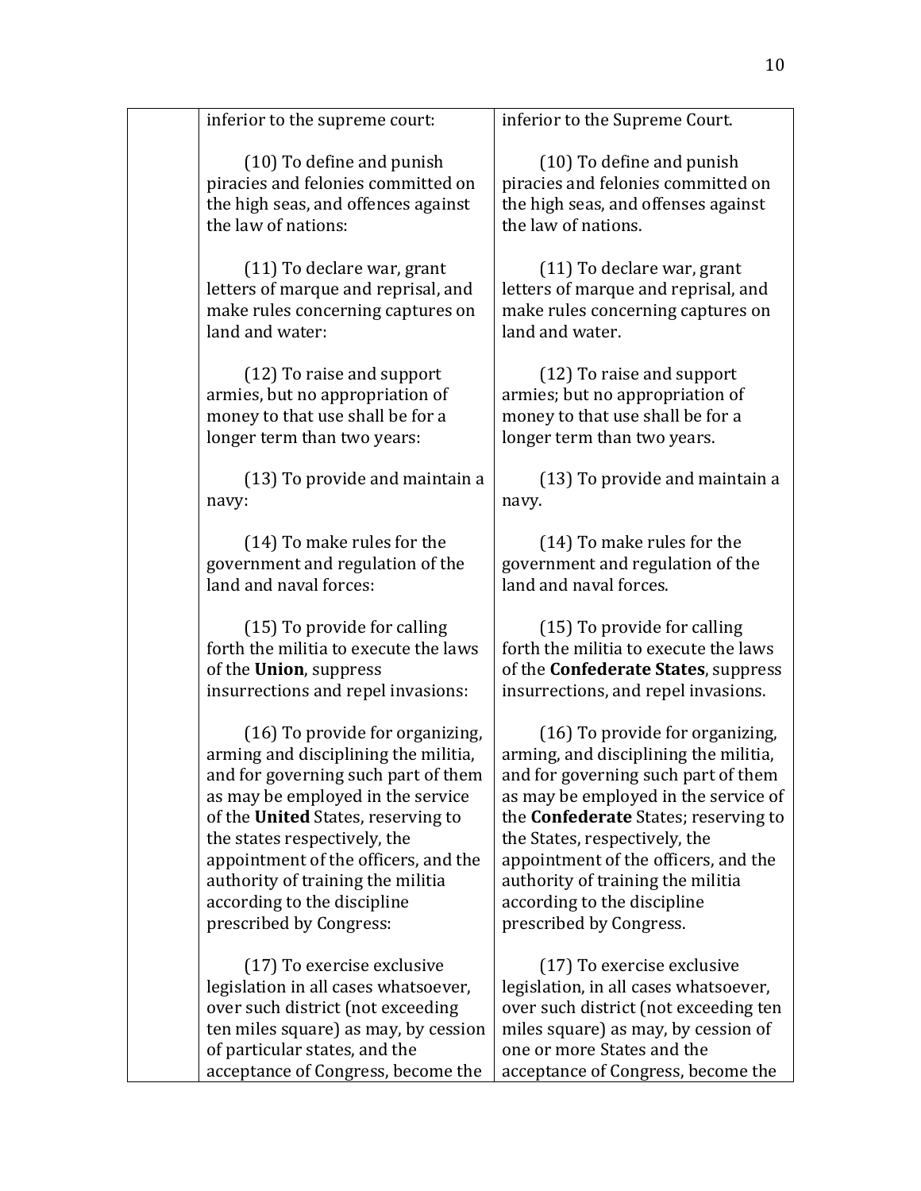| | | |
|---|---|---|
| | inferior to the supreme court:<br><br>(10) To define and punish piracies and felonies committed on the high seas, and offences against the law of nations:<br><br>(11) To declare war, grant letters of marque and reprisal, and make rules concerning captures on land and water:<br><br>(12) To raise and support armies, but no appropriation of money to that use shall be for a longer term than two years:<br><br>(13) To provide and maintain a navy:<br><br>(14) To make rules for the government and regulation of the land and naval forces:<br><br>(15) To provide for calling forth the militia to execute the laws of the **Union**, suppress insurrections and repel invasions:<br><br>(16) To provide for organizing, arming and disciplining the militia, and for governing such part of them as may be employed in the service of the **United** States, reserving to the states respectively, the appointment of the officers, and the authority of training the militia according to the discipline prescribed by Congress:<br><br>(17) To exercise exclusive legislation in all cases whatsoever, over such district (not exceeding ten miles square) as may, by cession of particular states, and the acceptance of Congress, become the | inferior to the Supreme Court.<br><br>(10) To define and punish piracies and felonies committed on the high seas, and offenses against the law of nations.<br><br>(11) To declare war, grant letters of marque and reprisal, and make rules concerning captures on land and water.<br><br>(12) To raise and support armies; but no appropriation of money to that use shall be for a longer term than two years.<br><br>(13) To provide and maintain a navy.<br><br>(14) To make rules for the government and regulation of the land and naval forces.<br><br>(15) To provide for calling forth the militia to execute the laws of the **Confederate States**, suppress insurrections, and repel invasions.<br><br>(16) To provide for organizing, arming, and disciplining the militia, and for governing such part of them as may be employed in the service of the **Confederate** States; reserving to the States, respectively, the appointment of the officers, and the authority of training the militia according to the discipline prescribed by Congress.<br><br>(17) To exercise exclusive legislation, in all cases whatsoever, over such district (not exceeding ten miles square) as may, by cession of one or more States and the acceptance of Congress, become the |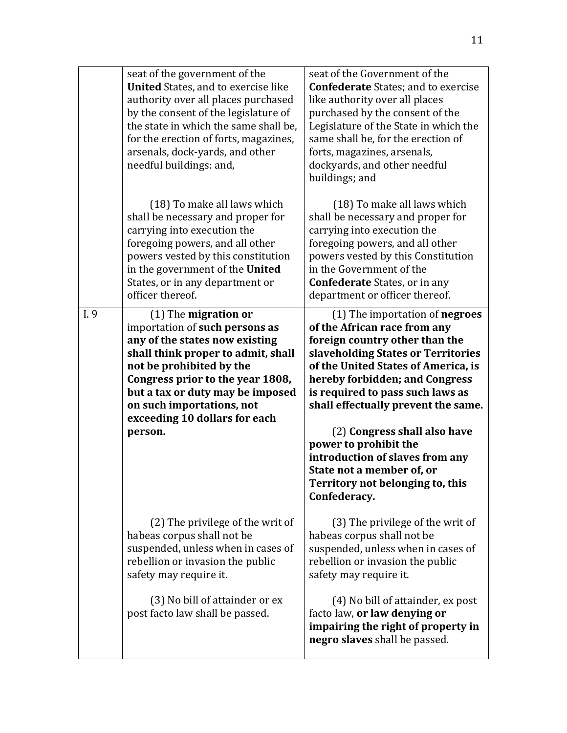| | | |
|---|---|---|
| | seat of the government of the **United** States, and to exercise like authority over all places purchased by the consent of the legislature of the state in which the same shall be, for the erection of forts, magazines, arsenals, dock-yards, and other needful buildings: and, | seat of the Government of the **Confederate** States; and to exercise like authority over all places purchased by the consent of the Legislature of the State in which the same shall be, for the erection of forts, magazines, arsenals, dockyards, and other needful buildings; and |
| | (18) To make all laws which shall be necessary and proper for carrying into execution the foregoing powers, and all other powers vested by this constitution in the government of the **United** States, or in any department or officer thereof. | (18) To make all laws which shall be necessary and proper for carrying into execution the foregoing powers, and all other powers vested by this Constitution in the Government of the **Confederate** States, or in any department or officer thereof. |
| I. 9 | (1) The **migration or** importation of **such persons as any of the states now existing shall think proper to admit, shall not be prohibited by the Congress prior to the year 1808, but a tax or duty may be imposed on such importations, not exceeding 10 dollars for each person.** | (1) The importation of **negroes of the African race from any foreign country other than the slaveholding States or Territories of the United States of America, is hereby forbidden; and Congress is required to pass such laws as shall effectually prevent the same.**<br><br>(2) **Congress shall also have power to prohibit the introduction of slaves from any State not a member of, or Territory not belonging to, this Confederacy.** |
| | (2) The privilege of the writ of habeas corpus shall not be suspended, unless when in cases of rebellion or invasion the public safety may require it. | (3) The privilege of the writ of habeas corpus shall not be suspended, unless when in cases of rebellion or invasion the public safety may require it. |
| | (3) No bill of attainder or ex post facto law shall be passed. | (4) No bill of attainder, ex post facto law, **or law denying or impairing the right of property in negro slaves** shall be passed. |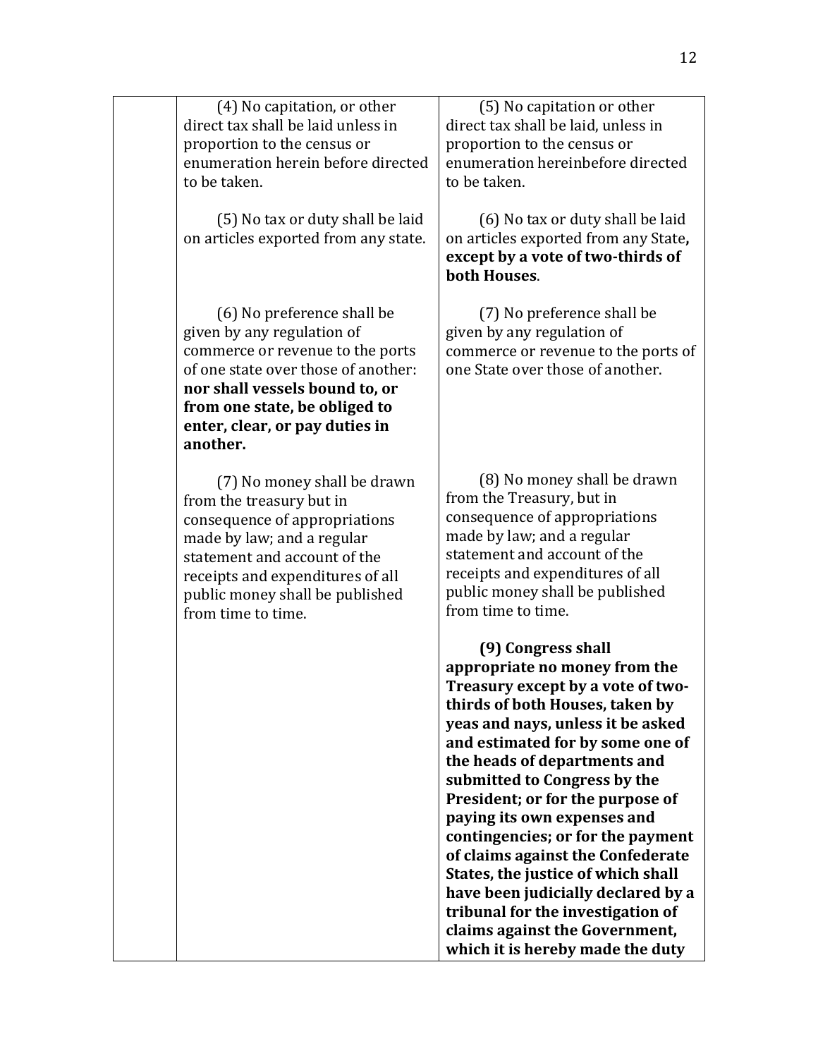| | | |
|---|---|---|
| | (4) No capitation, or other direct tax shall be laid unless in proportion to the census or enumeration herein before directed to be taken. | (5) No capitation or other direct tax shall be laid, unless in proportion to the census or enumeration hereinbefore directed to be taken. |
| | (5) No tax or duty shall be laid on articles exported from any state. | (6) No tax or duty shall be laid on articles exported from any State**, except by a vote of two-thirds of both Houses**. |
| | (6) No preference shall be given by any regulation of commerce or revenue to the ports of one state over those of another: **nor shall vessels bound to, or from one state, be obliged to enter, clear, or pay duties in another.** | (7) No preference shall be given by any regulation of commerce or revenue to the ports of one State over those of another. |
| | (7) No money shall be drawn from the treasury but in consequence of appropriations made by law; and a regular statement and account of the receipts and expenditures of all public money shall be published from time to time. | (8) No money shall be drawn from the Treasury, but in consequence of appropriations made by law; and a regular statement and account of the receipts and expenditures of all public money shall be published from time to time. |
| | | **(9) Congress shall appropriate no money from the Treasury except by a vote of two-thirds of both Houses, taken by yeas and nays, unless it be asked and estimated for by some one of the heads of departments and submitted to Congress by the President; or for the purpose of paying its own expenses and contingencies; or for the payment of claims against the Confederate States, the justice of which shall have been judicially declared by a tribunal for the investigation of claims against the Government, which it is hereby made the duty** |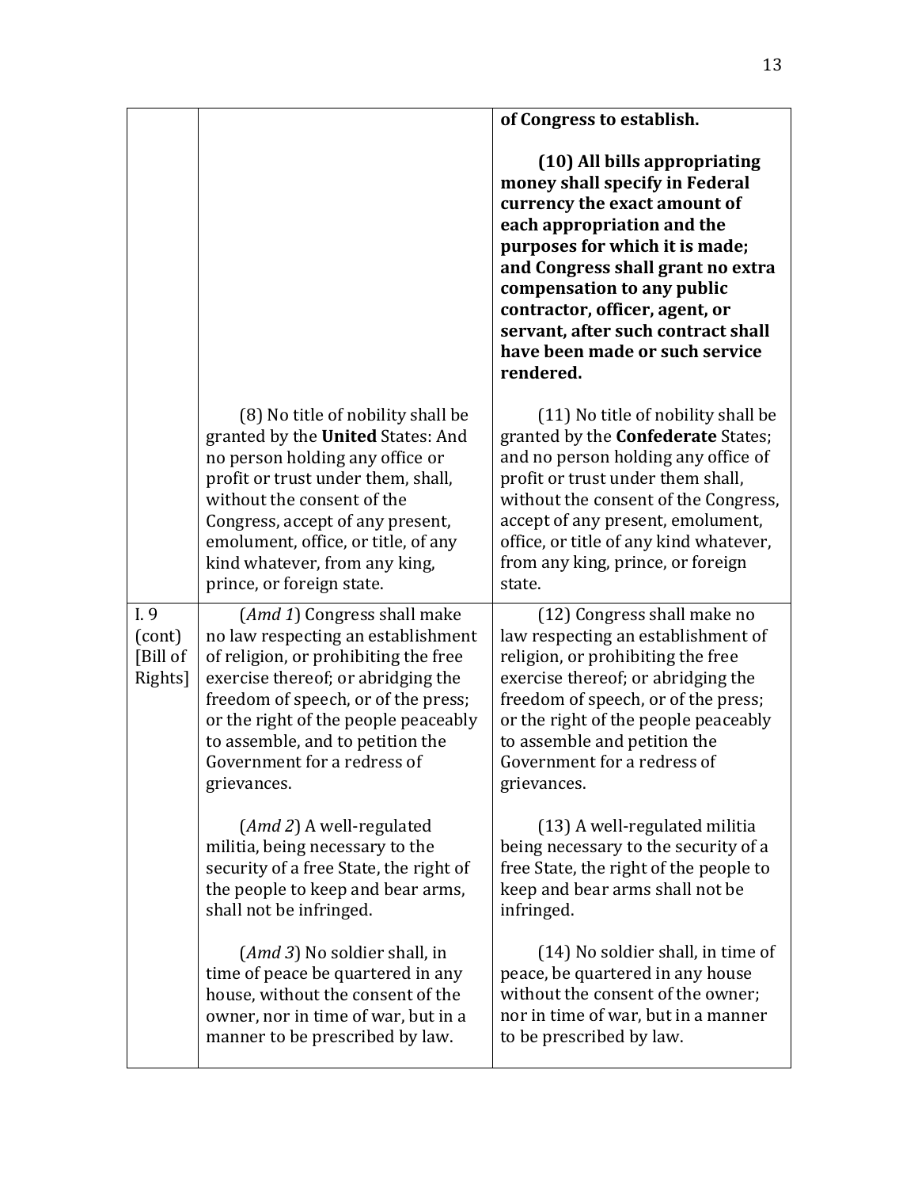| | | |
|---|---|---|
| | | **of Congress to establish.**<br><br>**(10) All bills appropriating money shall specify in Federal currency the exact amount of each appropriation and the purposes for which it is made; and Congress shall grant no extra compensation to any public contractor, officer, agent, or servant, after such contract shall have been made or such service rendered.** |
| | (8) No title of nobility shall be granted by the **United** States: And no person holding any office or profit or trust under them, shall, without the consent of the Congress, accept of any present, emolument, office, or title, of any kind whatever, from any king, prince, or foreign state. | (11) No title of nobility shall be granted by the **Confederate** States; and no person holding any office of profit or trust under them shall, without the consent of the Congress, accept of any present, emolument, office, or title of any kind whatever, from any king, prince, or foreign state. |
| I. 9 (cont) [Bill of Rights] | (*Amd 1*) Congress shall make no law respecting an establishment of religion, or prohibiting the free exercise thereof; or abridging the freedom of speech, or of the press; or the right of the people peaceably to assemble, and to petition the Government for a redress of grievances.<br><br>(*Amd 2*) A well-regulated militia, being necessary to the security of a free State, the right of the people to keep and bear arms, shall not be infringed.<br><br>(*Amd 3*) No soldier shall, in time of peace be quartered in any house, without the consent of the owner, nor in time of war, but in a manner to be prescribed by law. | (12) Congress shall make no law respecting an establishment of religion, or prohibiting the free exercise thereof; or abridging the freedom of speech, or of the press; or the right of the people peaceably to assemble and petition the Government for a redress of grievances.<br><br>(13) A well-regulated militia being necessary to the security of a free State, the right of the people to keep and bear arms shall not be infringed.<br><br>(14) No soldier shall, in time of peace, be quartered in any house without the consent of the owner; nor in time of war, but in a manner to be prescribed by law. |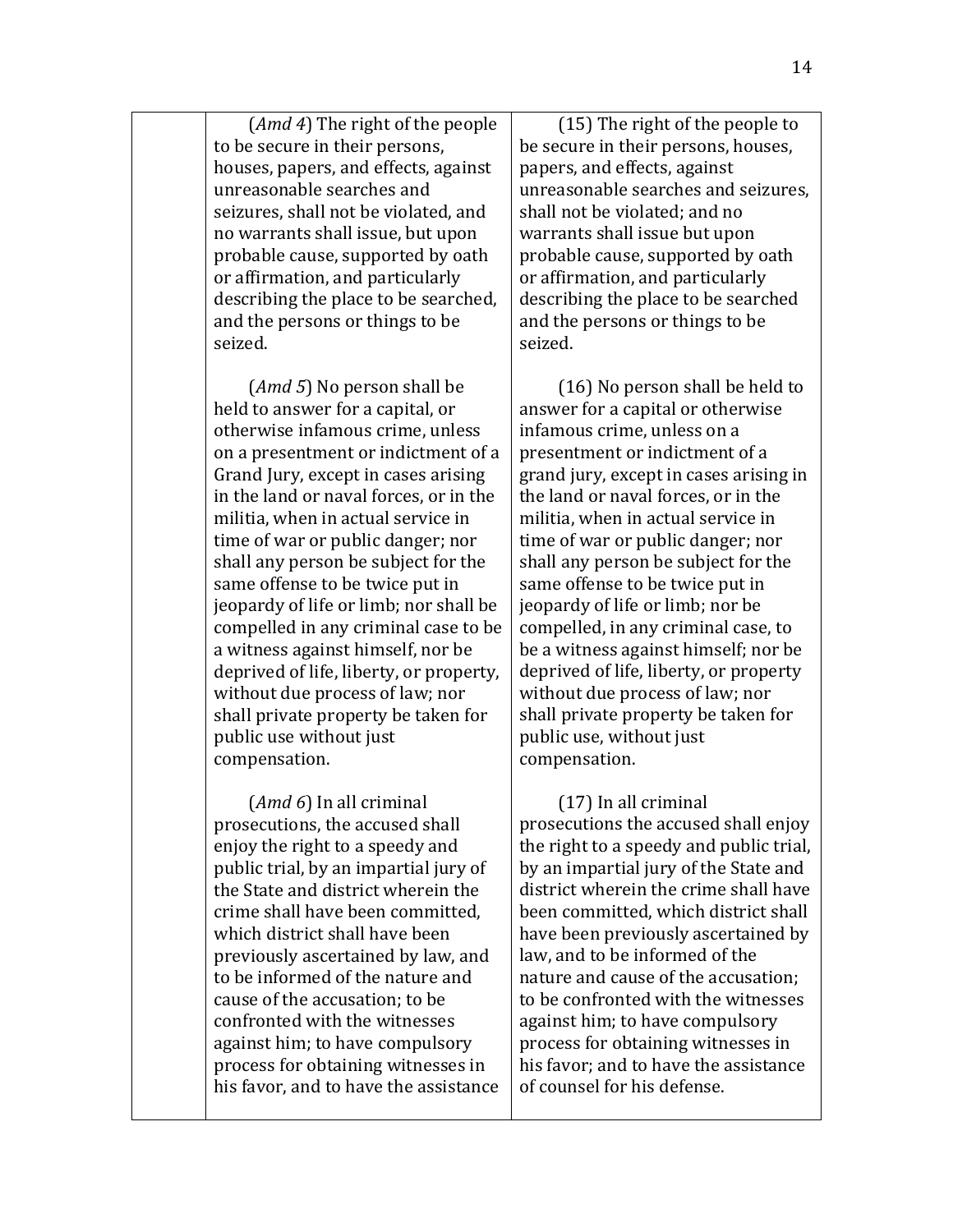| | | |
|---|---|---|
| | (*Amd 4*) The right of the people to be secure in their persons, houses, papers, and effects, against unreasonable searches and seizures, shall not be violated, and no warrants shall issue, but upon probable cause, supported by oath or affirmation, and particularly describing the place to be searched, and the persons or things to be seized.<br><br>(*Amd 5*) No person shall be held to answer for a capital, or otherwise infamous crime, unless on a presentment or indictment of a Grand Jury, except in cases arising in the land or naval forces, or in the militia, when in actual service in time of war or public danger; nor shall any person be subject for the same offense to be twice put in jeopardy of life or limb; nor shall be compelled in any criminal case to be a witness against himself, nor be deprived of life, liberty, or property, without due process of law; nor shall private property be taken for public use without just compensation.<br><br>(*Amd 6*) In all criminal prosecutions, the accused shall enjoy the right to a speedy and public trial, by an impartial jury of the State and district wherein the crime shall have been committed, which district shall have been previously ascertained by law, and to be informed of the nature and cause of the accusation; to be confronted with the witnesses against him; to have compulsory process for obtaining witnesses in his favor, and to have the assistance | (15) The right of the people to be secure in their persons, houses, papers, and effects, against unreasonable searches and seizures, shall not be violated; and no warrants shall issue but upon probable cause, supported by oath or affirmation, and particularly describing the place to be searched and the persons or things to be seized.<br><br>(16) No person shall be held to answer for a capital or otherwise infamous crime, unless on a presentment or indictment of a grand jury, except in cases arising in the land or naval forces, or in the militia, when in actual service in time of war or public danger; nor shall any person be subject for the same offense to be twice put in jeopardy of life or limb; nor be compelled, in any criminal case, to be a witness against himself; nor be deprived of life, liberty, or property without due process of law; nor shall private property be taken for public use, without just compensation.<br><br>(17) In all criminal prosecutions the accused shall enjoy the right to a speedy and public trial, by an impartial jury of the State and district wherein the crime shall have been committed, which district shall have been previously ascertained by law, and to be informed of the nature and cause of the accusation; to be confronted with the witnesses against him; to have compulsory process for obtaining witnesses in his favor; and to have the assistance of counsel for his defense. |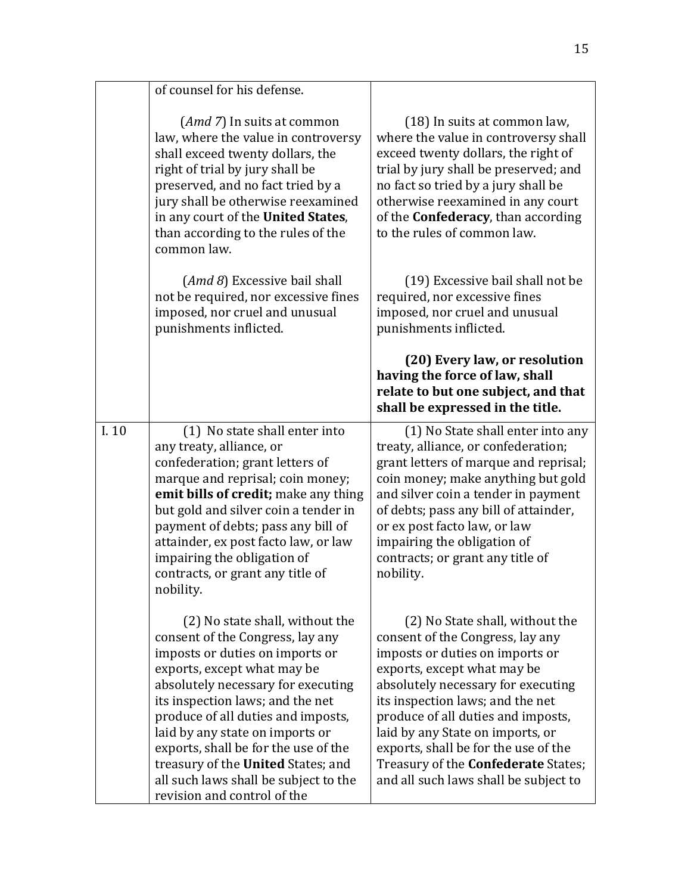| | | |
|---|---|---|
| | of counsel for his defense.<br><br>(*Amd 7*) In suits at common law, where the value in controversy shall exceed twenty dollars, the right of trial by jury shall be preserved, and no fact tried by a jury shall be otherwise reexamined in any court of the **United States**, than according to the rules of the common law.<br><br>(*Amd 8*) Excessive bail shall not be required, nor excessive fines imposed, nor cruel and unusual punishments inflicted. | (18) In suits at common law, where the value in controversy shall exceed twenty dollars, the right of trial by jury shall be preserved; and no fact so tried by a jury shall be otherwise reexamined in any court of the **Confederacy**, than according to the rules of common law.<br><br>(19) Excessive bail shall not be required, nor excessive fines imposed, nor cruel and unusual punishments inflicted.<br><br>**(20) Every law, or resolution having the force of law, shall relate to but one subject, and that shall be expressed in the title.** |
| I. 10 | (1) No state shall enter into any treaty, alliance, or confederation; grant letters of marque and reprisal; coin money; **emit bills of credit;** make any thing but gold and silver coin a tender in payment of debts; pass any bill of attainder, ex post facto law, or law impairing the obligation of contracts, or grant any title of nobility.<br><br>(2) No state shall, without the consent of the Congress, lay any imposts or duties on imports or exports, except what may be absolutely necessary for executing its inspection laws; and the net produce of all duties and imposts, laid by any state on imports or exports, shall be for the use of the treasury of the **United** States; and all such laws shall be subject to the revision and control of the | (1) No State shall enter into any treaty, alliance, or confederation; grant letters of marque and reprisal; coin money; make anything but gold and silver coin a tender in payment of debts; pass any bill of attainder, or ex post facto law, or law impairing the obligation of contracts; or grant any title of nobility.<br><br>(2) No State shall, without the consent of the Congress, lay any imposts or duties on imports or exports, except what may be absolutely necessary for executing its inspection laws; and the net produce of all duties and imposts, laid by any State on imports, or exports, shall be for the use of the Treasury of the **Confederate** States; and all such laws shall be subject to |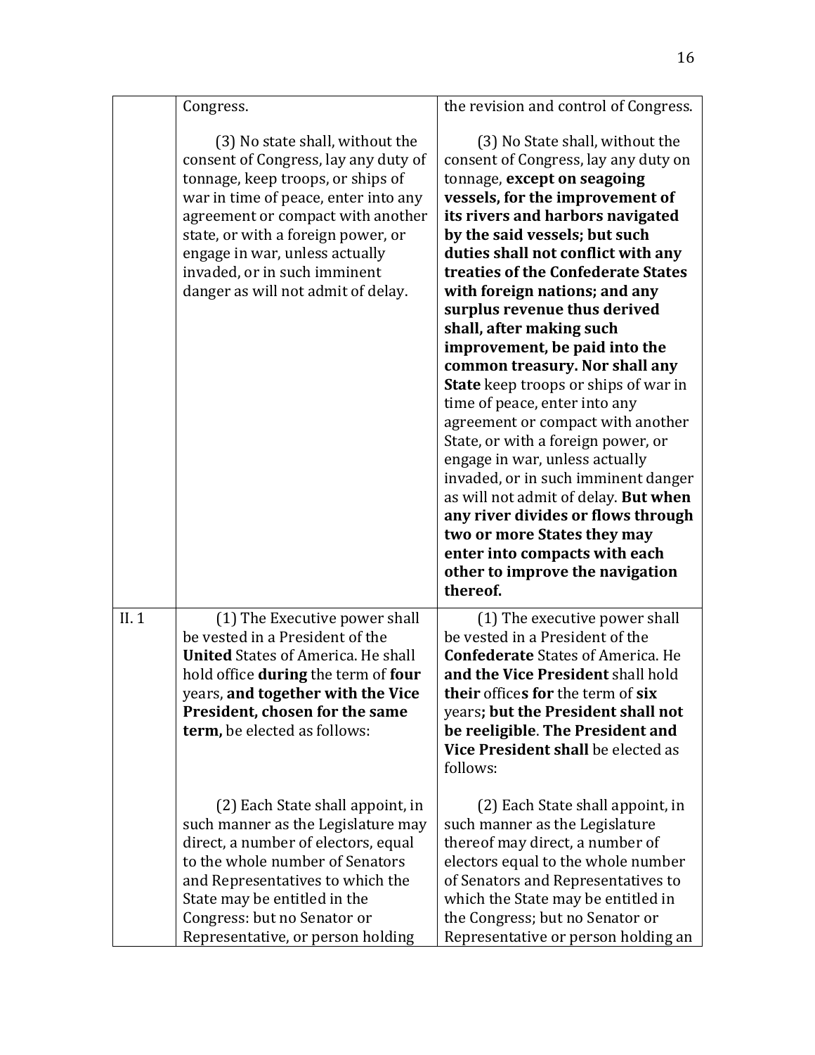| | | |
|---|---|---|
| | Congress.<br><br>(3) No state shall, without the consent of Congress, lay any duty of tonnage, keep troops, or ships of war in time of peace, enter into any agreement or compact with another state, or with a foreign power, or engage in war, unless actually invaded, or in such imminent danger as will not admit of delay. | the revision and control of Congress.<br><br>(3) No State shall, without the consent of Congress, lay any duty on tonnage, **except on seagoing vessels, for the improvement of its rivers and harbors navigated by the said vessels; but such duties shall not conflict with any treaties of the Confederate States with foreign nations; and any surplus revenue thus derived shall, after making such improvement, be paid into the common treasury. Nor shall any State** keep troops or ships of war in time of peace, enter into any agreement or compact with another State, or with a foreign power, or engage in war, unless actually invaded, or in such imminent danger as will not admit of delay. **But when any river divides or flows through two or more States they may enter into compacts with each other to improve the navigation thereof.** |
| II. 1 | (1) The Executive power shall be vested in a President of the **United** States of America. He shall hold office **during** the term of **four** years, **and together with the Vice President, chosen for the same term,** be elected as follows:<br><br>(2) Each State shall appoint, in such manner as the Legislature may direct, a number of electors, equal to the whole number of Senators and Representatives to which the State may be entitled in the Congress: but no Senator or Representative, or person holding | (1) The executive power shall be vested in a President of the **Confederate** States of America. He **and the Vice President** shall hold **their** office**s for** the term of **six** years**; but the President shall not be reeligible**. **The President and Vice President shall** be elected as follows:<br><br>(2) Each State shall appoint, in such manner as the Legislature thereof may direct, a number of electors equal to the whole number of Senators and Representatives to which the State may be entitled in the Congress; but no Senator or Representative or person holding an |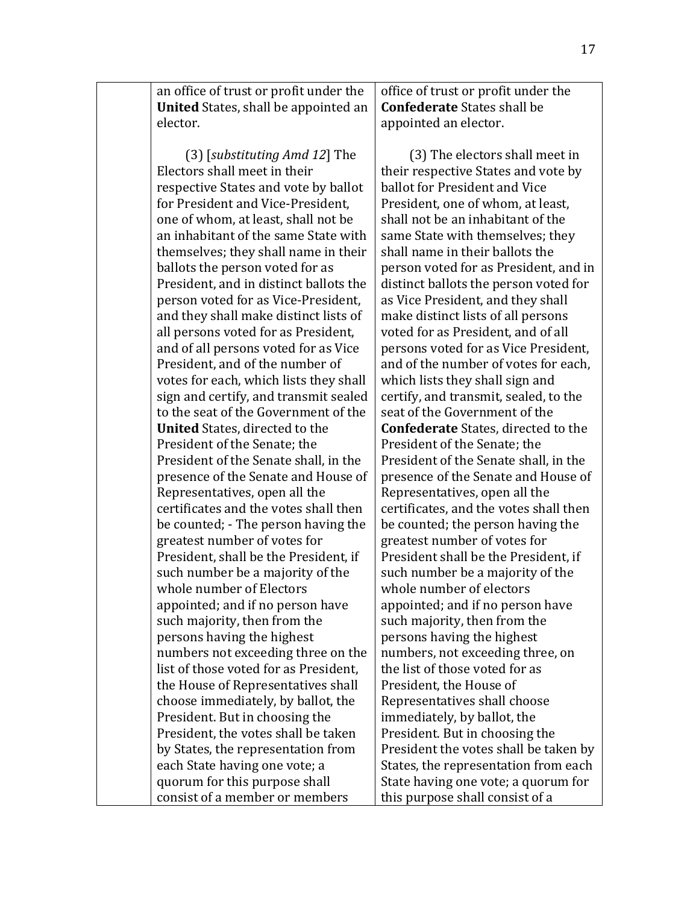|  |  |  |
|---|---|---|
|  | an office of trust or profit under the **United** States, shall be appointed an elector.<br><br>(3) [*substituting Amd 12*] The Electors shall meet in their respective States and vote by ballot for President and Vice-President, one of whom, at least, shall not be an inhabitant of the same State with themselves; they shall name in their ballots the person voted for as President, and in distinct ballots the person voted for as Vice-President, and they shall make distinct lists of all persons voted for as President, and of all persons voted for as Vice President, and of the number of votes for each, which lists they shall sign and certify, and transmit sealed to the seat of the Government of the **United** States, directed to the President of the Senate; the President of the Senate shall, in the presence of the Senate and House of Representatives, open all the certificates and the votes shall then be counted; - The person having the greatest number of votes for President, shall be the President, if such number be a majority of the whole number of Electors appointed; and if no person have such majority, then from the persons having the highest numbers not exceeding three on the list of those voted for as President, the House of Representatives shall choose immediately, by ballot, the President. But in choosing the President, the votes shall be taken by States, the representation from each State having one vote; a quorum for this purpose shall consist of a member or members | office of trust or profit under the **Confederate** States shall be appointed an elector.<br><br>(3) The electors shall meet in their respective States and vote by ballot for President and Vice President, one of whom, at least, shall not be an inhabitant of the same State with themselves; they shall name in their ballots the person voted for as President, and in distinct ballots the person voted for as Vice President, and they shall make distinct lists of all persons voted for as President, and of all persons voted for as Vice President, and of the number of votes for each, which lists they shall sign and certify, and transmit, sealed, to the seat of the Government of the **Confederate** States, directed to the President of the Senate; the President of the Senate shall, in the presence of the Senate and House of Representatives, open all the certificates, and the votes shall then be counted; the person having the greatest number of votes for President shall be the President, if such number be a majority of the whole number of electors appointed; and if no person have such majority, then from the persons having the highest numbers, not exceeding three, on the list of those voted for as President, the House of Representatives shall choose immediately, by ballot, the President. But in choosing the President the votes shall be taken by States, the representation from each State having one vote; a quorum for this purpose shall consist of a |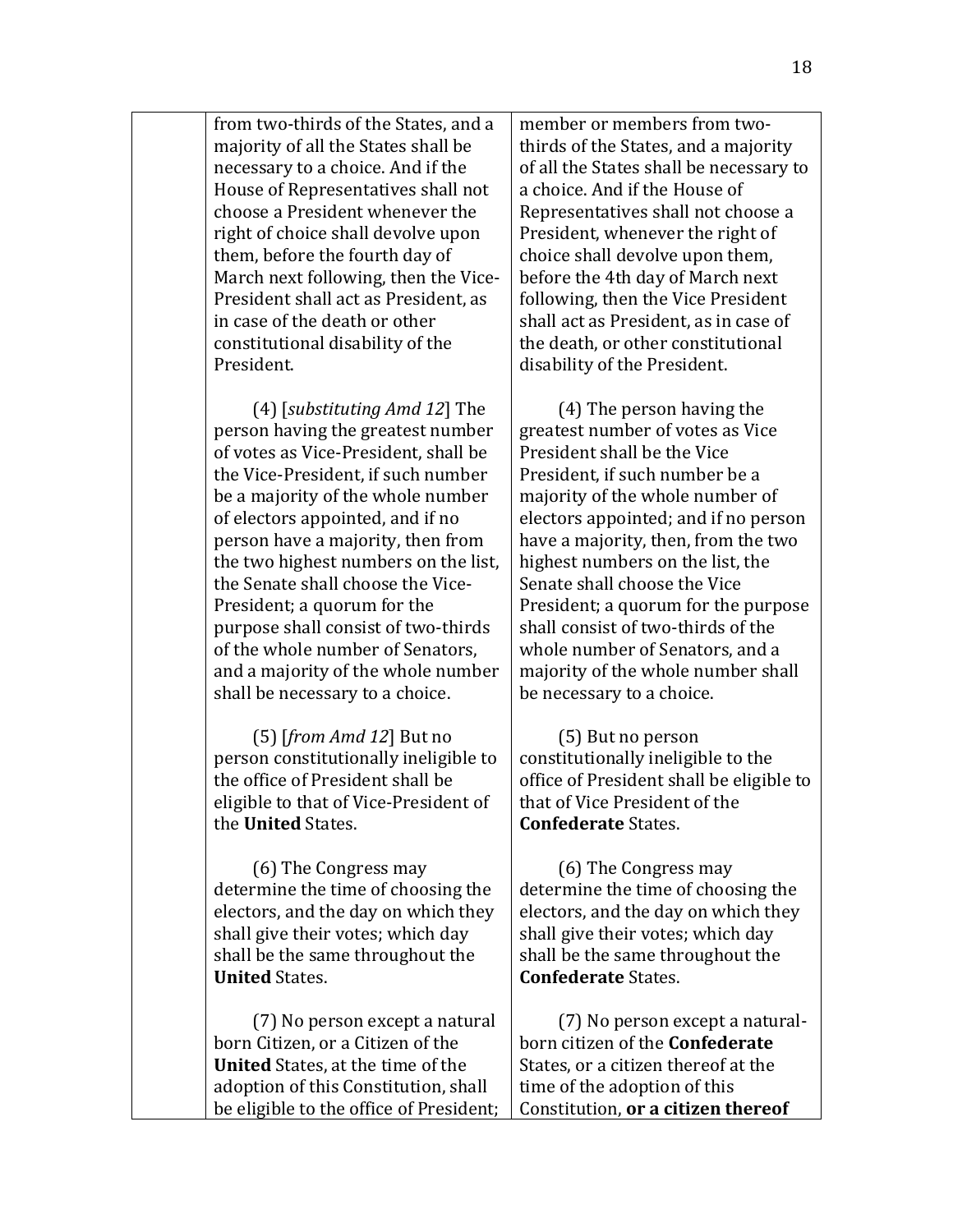| | | |
|---|---|---|
| | from two-thirds of the States, and a majority of all the States shall be necessary to a choice. And if the House of Representatives shall not choose a President whenever the right of choice shall devolve upon them, before the fourth day of March next following, then the Vice-President shall act as President, as in case of the death or other constitutional disability of the President. | member or members from two-thirds of the States, and a majority of all the States shall be necessary to a choice. And if the House of Representatives shall not choose a President, whenever the right of choice shall devolve upon them, before the 4th day of March next following, then the Vice President shall act as President, as in case of the death, or other constitutional disability of the President. |
| | (4) [*substituting Amd 12*] The person having the greatest number of votes as Vice-President, shall be the Vice-President, if such number be a majority of the whole number of electors appointed, and if no person have a majority, then from the two highest numbers on the list, the Senate shall choose the Vice-President; a quorum for the purpose shall consist of two-thirds of the whole number of Senators, and a majority of the whole number shall be necessary to a choice. | (4) The person having the greatest number of votes as Vice President shall be the Vice President, if such number be a majority of the whole number of electors appointed; and if no person have a majority, then, from the two highest numbers on the list, the Senate shall choose the Vice President; a quorum for the purpose shall consist of two-thirds of the whole number of Senators, and a majority of the whole number shall be necessary to a choice. |
| | (5) [*from Amd 12*] But no person constitutionally ineligible to the office of President shall be eligible to that of Vice-President of the **United** States. | (5) But no person constitutionally ineligible to the office of President shall be eligible to that of Vice President of the **Confederate** States. |
| | (6) The Congress may determine the time of choosing the electors, and the day on which they shall give their votes; which day shall be the same throughout the **United** States. | (6) The Congress may determine the time of choosing the electors, and the day on which they shall give their votes; which day shall be the same throughout the **Confederate** States. |
| | (7) No person except a natural born Citizen, or a Citizen of the **United** States, at the time of the adoption of this Constitution, shall be eligible to the office of President; | (7) No person except a natural-born citizen of the **Confederate** States, or a citizen thereof at the time of the adoption of this Constitution, **or a citizen thereof** |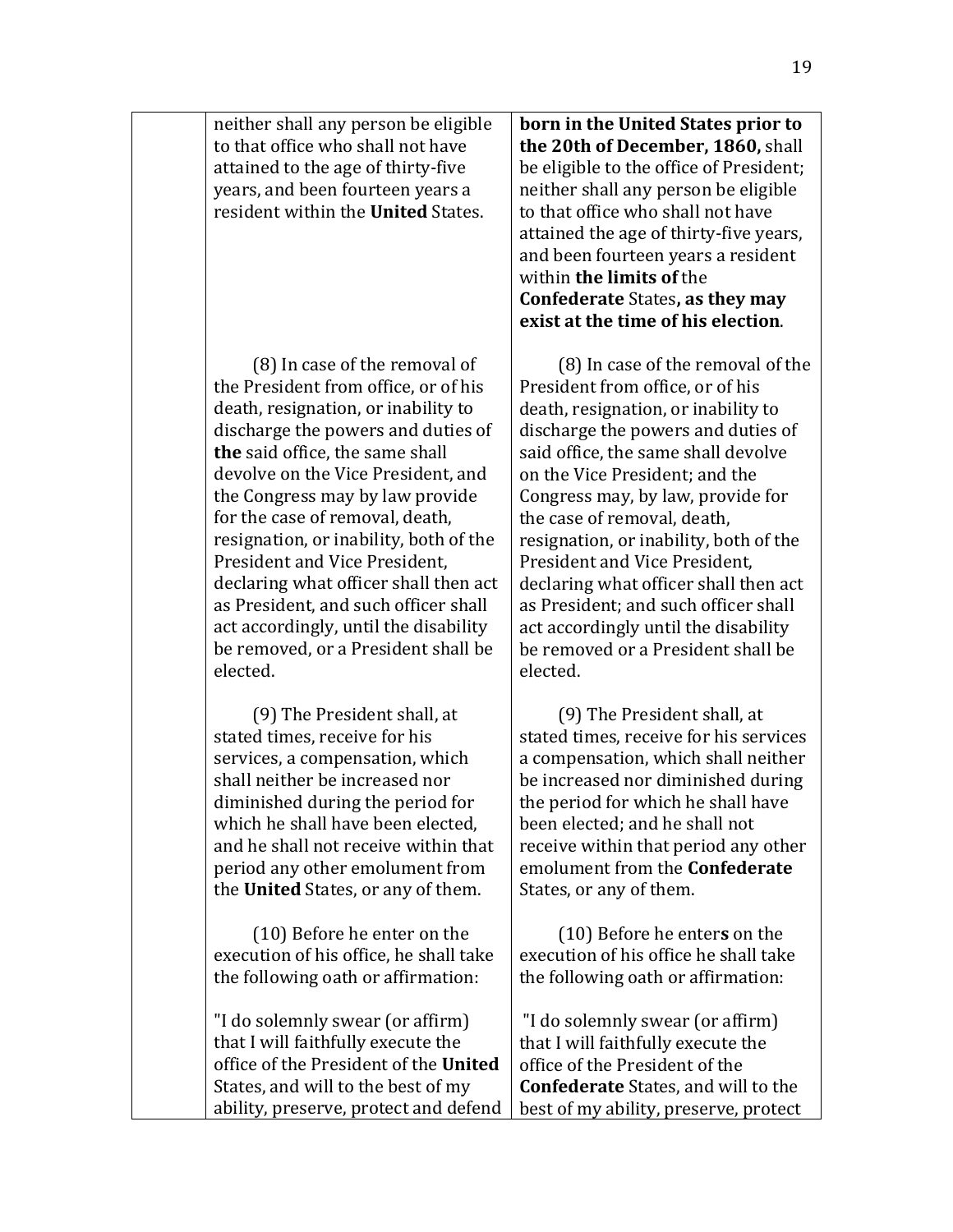| | | |
|---|---|---|
| | neither shall any person be eligible to that office who shall not have attained to the age of thirty-five years, and been fourteen years a resident within the **United** States. | **born in the United States prior to the 20th of December, 1860,** shall be eligible to the office of President; neither shall any person be eligible to that office who shall not have attained the age of thirty-five years, and been fourteen years a resident within **the limits of** the **Confederate** States**, as they may exist at the time of his election**. |
| | (8) In case of the removal of the President from office, or of his death, resignation, or inability to discharge the powers and duties of **the** said office, the same shall devolve on the Vice President, and the Congress may by law provide for the case of removal, death, resignation, or inability, both of the President and Vice President, declaring what officer shall then act as President, and such officer shall act accordingly, until the disability be removed, or a President shall be elected. | (8) In case of the removal of the President from office, or of his death, resignation, or inability to discharge the powers and duties of said office, the same shall devolve on the Vice President; and the Congress may, by law, provide for the case of removal, death, resignation, or inability, both of the President and Vice President, declaring what officer shall then act as President; and such officer shall act accordingly until the disability be removed or a President shall be elected. |
| | (9) The President shall, at stated times, receive for his services, a compensation, which shall neither be increased nor diminished during the period for which he shall have been elected, and he shall not receive within that period any other emolument from the **United** States, or any of them. | (9) The President shall, at stated times, receive for his services a compensation, which shall neither be increased nor diminished during the period for which he shall have been elected; and he shall not receive within that period any other emolument from the **Confederate** States, or any of them. |
| | (10) Before he enter on the execution of his office, he shall take the following oath or affirmation:<br><br>"I do solemnly swear (or affirm) that I will faithfully execute the office of the President of the **United** States, and will to the best of my ability, preserve, protect and defend | (10) Before he enter**s** on the execution of his office he shall take the following oath or affirmation:<br><br>"I do solemnly swear (or affirm) that I will faithfully execute the office of the President of the **Confederate** States, and will to the best of my ability, preserve, protect |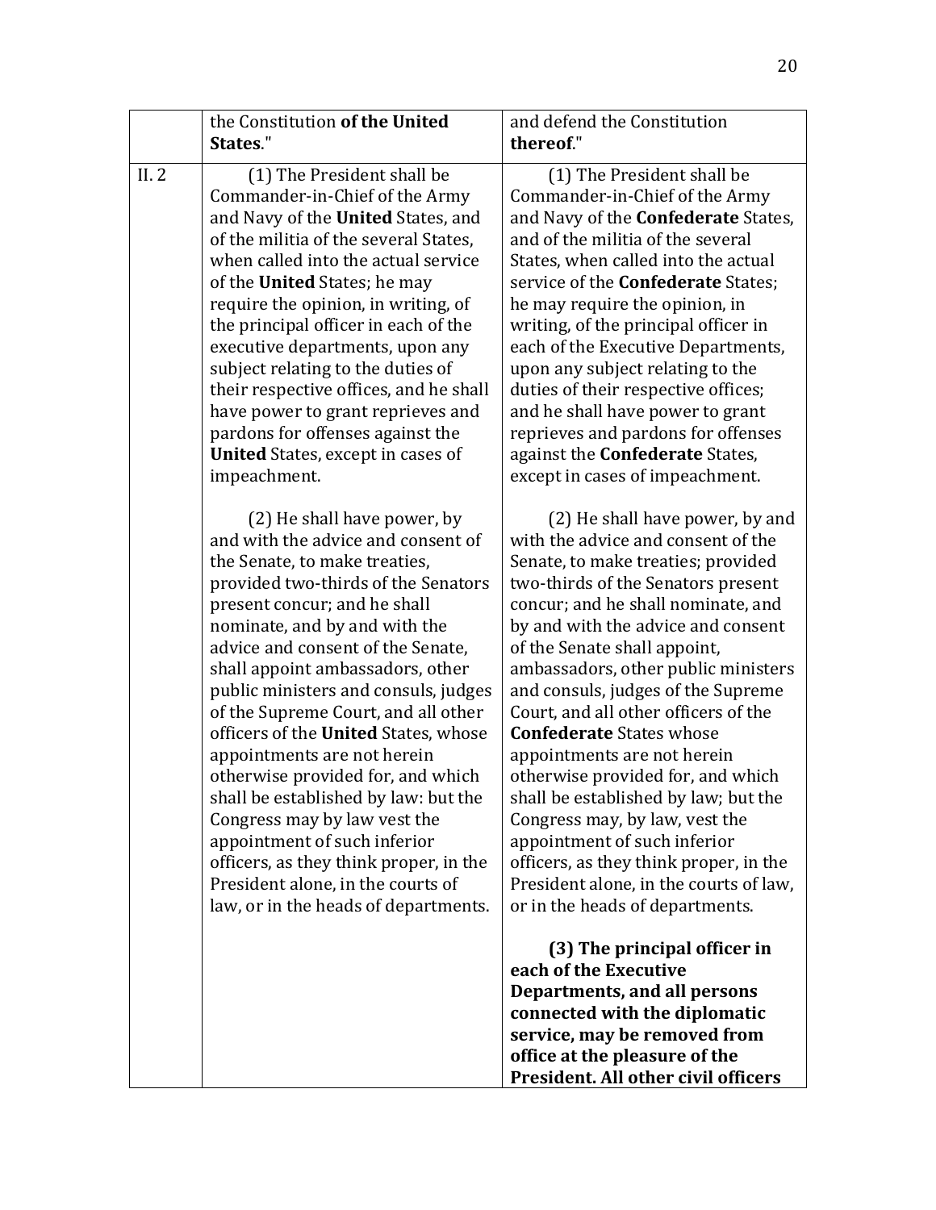| | | |
|---|---|---|
| | the Constitution **of the United States**." | and defend the Constitution **thereof**." |
| II. 2 | (1) The President shall be Commander-in-Chief of the Army and Navy of the **United** States, and of the militia of the several States, when called into the actual service of the **United** States; he may require the opinion, in writing, of the principal officer in each of the executive departments, upon any subject relating to the duties of their respective offices, and he shall have power to grant reprieves and pardons for offenses against the **United** States, except in cases of impeachment.<br><br>(2) He shall have power, by and with the advice and consent of the Senate, to make treaties, provided two-thirds of the Senators present concur; and he shall nominate, and by and with the advice and consent of the Senate, shall appoint ambassadors, other public ministers and consuls, judges of the Supreme Court, and all other officers of the **United** States, whose appointments are not herein otherwise provided for, and which shall be established by law: but the Congress may by law vest the appointment of such inferior officers, as they think proper, in the President alone, in the courts of law, or in the heads of departments. | (1) The President shall be Commander-in-Chief of the Army and Navy of the **Confederate** States, and of the militia of the several States, when called into the actual service of the **Confederate** States; he may require the opinion, in writing, of the principal officer in each of the Executive Departments, upon any subject relating to the duties of their respective offices; and he shall have power to grant reprieves and pardons for offenses against the **Confederate** States, except in cases of impeachment.<br><br>(2) He shall have power, by and with the advice and consent of the Senate, to make treaties; provided two-thirds of the Senators present concur; and he shall nominate, and by and with the advice and consent of the Senate shall appoint, ambassadors, other public ministers and consuls, judges of the Supreme Court, and all other officers of the **Confederate** States whose appointments are not herein otherwise provided for, and which shall be established by law; but the Congress may, by law, vest the appointment of such inferior officers, as they think proper, in the President alone, in the courts of law, or in the heads of departments.<br><br>**(3) The principal officer in each of the Executive Departments, and all persons connected with the diplomatic service, may be removed from office at the pleasure of the President. All other civil officers** |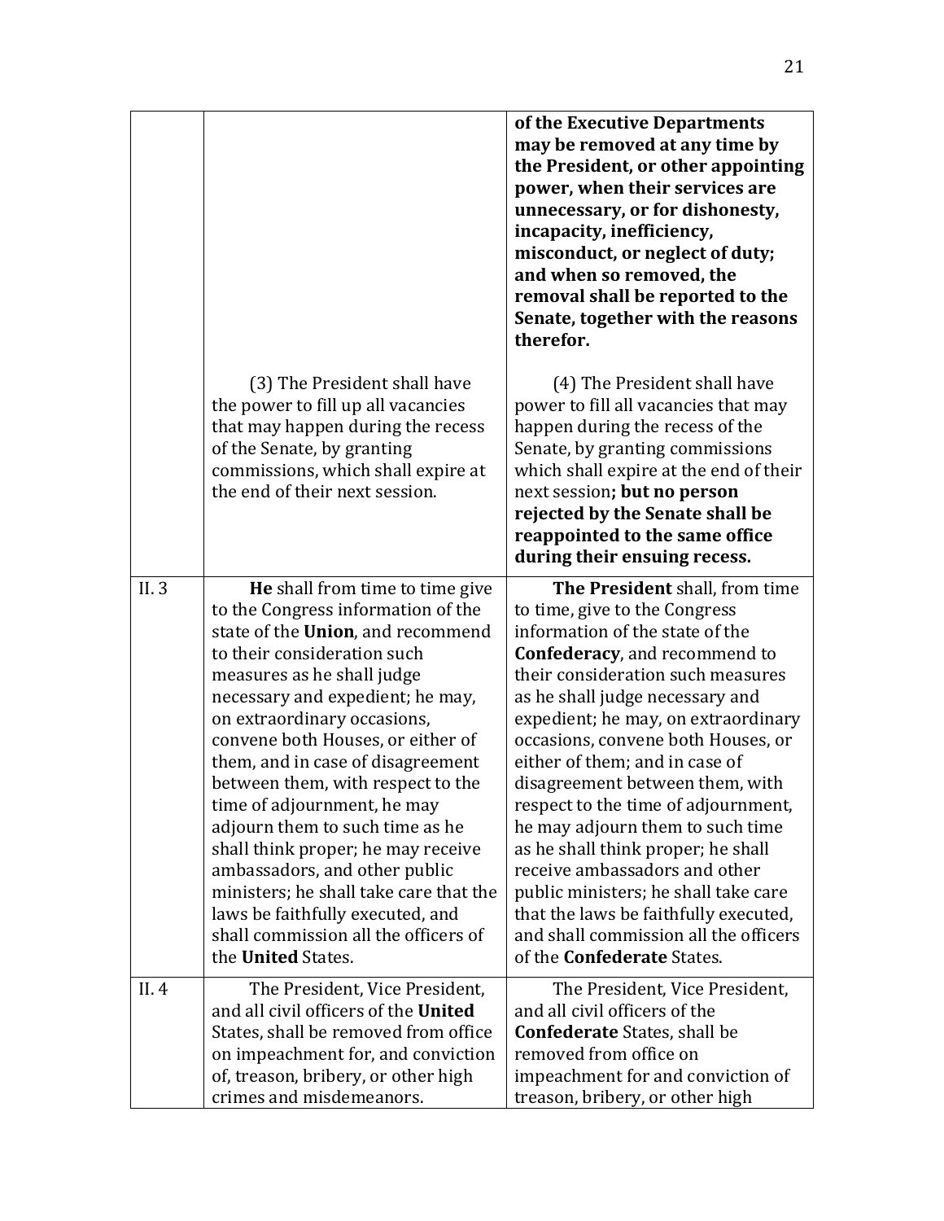| | | |
|---|---|---|
| | | **of the Executive Departments may be removed at any time by the President, or other appointing power, when their services are unnecessary, or for dishonesty, incapacity, inefficiency, misconduct, or neglect of duty; and when so removed, the removal shall be reported to the Senate, together with the reasons therefor.** |
| | (3) The President shall have the power to fill up all vacancies that may happen during the recess of the Senate, by granting commissions, which shall expire at the end of their next session. | (4) The President shall have power to fill all vacancies that may happen during the recess of the Senate, by granting commissions which shall expire at the end of their next session**; but no person rejected by the Senate shall be reappointed to the same office during their ensuing recess.** |
| II. 3 | **He** shall from time to time give to the Congress information of the state of the **Union**, and recommend to their consideration such measures as he shall judge necessary and expedient; he may, on extraordinary occasions, convene both Houses, or either of them, and in case of disagreement between them, with respect to the time of adjournment, he may adjourn them to such time as he shall think proper; he may receive ambassadors, and other public ministers; he shall take care that the laws be faithfully executed, and shall commission all the officers of the **United** States. | **The President** shall, from time to time, give to the Congress information of the state of the **Confederacy**, and recommend to their consideration such measures as he shall judge necessary and expedient; he may, on extraordinary occasions, convene both Houses, or either of them; and in case of disagreement between them, with respect to the time of adjournment, he may adjourn them to such time as he shall think proper; he shall receive ambassadors and other public ministers; he shall take care that the laws be faithfully executed, and shall commission all the officers of the **Confederate** States. |
| II. 4 | The President, Vice President, and all civil officers of the **United** States, shall be removed from office on impeachment for, and conviction of, treason, bribery, or other high crimes and misdemeanors. | The President, Vice President, and all civil officers of the **Confederate** States, shall be removed from office on impeachment for and conviction of treason, bribery, or other high |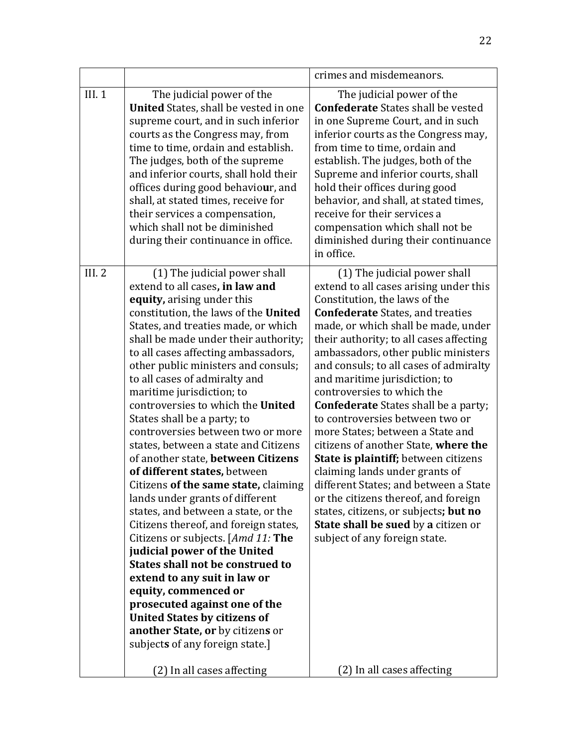| | | |
|---|---|---|
| | | crimes and misdemeanors. |
| III. 1 | The judicial power of the **United** States, shall be vested in one supreme court, and in such inferior courts as the Congress may, from time to time, ordain and establish. The judges, both of the supreme and inferior courts, shall hold their offices during good behavio**u**r, and shall, at stated times, receive for their services a compensation, which shall not be diminished during their continuance in office. | The judicial power of the **Confederate** States shall be vested in one Supreme Court, and in such inferior courts as the Congress may, from time to time, ordain and establish. The judges, both of the Supreme and inferior courts, shall hold their offices during good behavior, and shall, at stated times, receive for their services a compensation which shall not be diminished during their continuance in office. |
| III. 2 | (1) The judicial power shall extend to all cases**, in law and equity,** arising under this constitution, the laws of the **United** States, and treaties made, or which shall be made under their authority; to all cases affecting ambassadors, other public ministers and consuls; to all cases of admiralty and maritime jurisdiction; to controversies to which the **United** States shall be a party; to controversies between two or more states, between a state and Citizens of another state, **between Citizens of different states,** between Citizens **of the same state,** claiming lands under grants of different states, and between a state, or the Citizens thereof, and foreign states, Citizens or subjects. [*Amd 11:* **The judicial power of the United States shall not be construed to extend to any suit in law or equity, commenced or prosecuted against one of the United States by citizens of another State, or** by citizen**s** or subject**s** of any foreign state.]<br><br>(2) In all cases affecting | (1) The judicial power shall extend to all cases arising under this Constitution, the laws of the **Confederate** States, and treaties made, or which shall be made, under their authority; to all cases affecting ambassadors, other public ministers and consuls; to all cases of admiralty and maritime jurisdiction; to controversies to which the **Confederate** States shall be a party; to controversies between two or more States; between a State and citizens of another State, **where the State is plaintiff;** between citizens claiming lands under grants of different States; and between a State or the citizens thereof, and foreign states, citizens, or subjects**; but no State shall be sued** by **a** citizen or subject of any foreign state.<br><br>(2) In all cases affecting |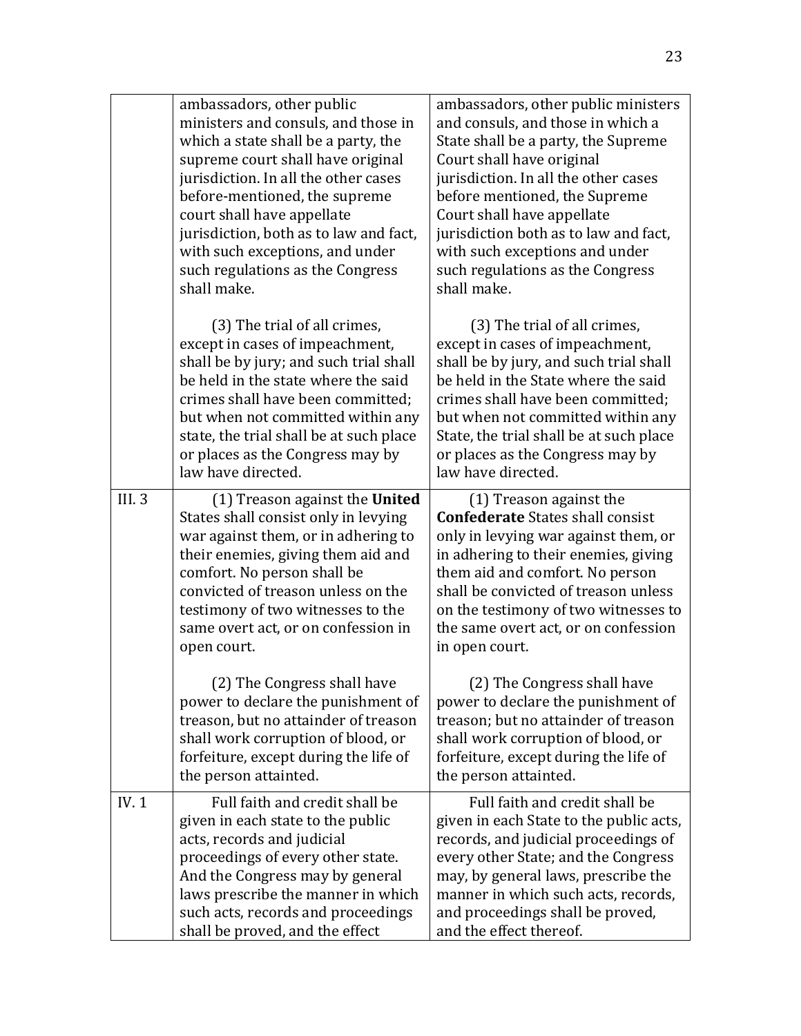| | | |
|---|---|---|
| | ambassadors, other public ministers and consuls, and those in which a state shall be a party, the supreme court shall have original jurisdiction. In all the other cases before-mentioned, the supreme court shall have appellate jurisdiction, both as to law and fact, with such exceptions, and under such regulations as the Congress shall make.<br><br>(3) The trial of all crimes, except in cases of impeachment, shall be by jury; and such trial shall be held in the state where the said crimes shall have been committed; but when not committed within any state, the trial shall be at such place or places as the Congress may by law have directed. | ambassadors, other public ministers and consuls, and those in which a State shall be a party, the Supreme Court shall have original jurisdiction. In all the other cases before mentioned, the Supreme Court shall have appellate jurisdiction both as to law and fact, with such exceptions and under such regulations as the Congress shall make.<br><br>(3) The trial of all crimes, except in cases of impeachment, shall be by jury, and such trial shall be held in the State where the said crimes shall have been committed; but when not committed within any State, the trial shall be at such place or places as the Congress may by law have directed. |
| III. 3 | (1) Treason against the **United** States shall consist only in levying war against them, or in adhering to their enemies, giving them aid and comfort. No person shall be convicted of treason unless on the testimony of two witnesses to the same overt act, or on confession in open court.<br><br>(2) The Congress shall have power to declare the punishment of treason, but no attainder of treason shall work corruption of blood, or forfeiture, except during the life of the person attainted. | (1) Treason against the **Confederate** States shall consist only in levying war against them, or in adhering to their enemies, giving them aid and comfort. No person shall be convicted of treason unless on the testimony of two witnesses to the same overt act, or on confession in open court.<br><br>(2) The Congress shall have power to declare the punishment of treason; but no attainder of treason shall work corruption of blood, or forfeiture, except during the life of the person attainted. |
| IV. 1 | Full faith and credit shall be given in each state to the public acts, records and judicial proceedings of every other state. And the Congress may by general laws prescribe the manner in which such acts, records and proceedings shall be proved, and the effect | Full faith and credit shall be given in each State to the public acts, records, and judicial proceedings of every other State; and the Congress may, by general laws, prescribe the manner in which such acts, records, and proceedings shall be proved, and the effect thereof. |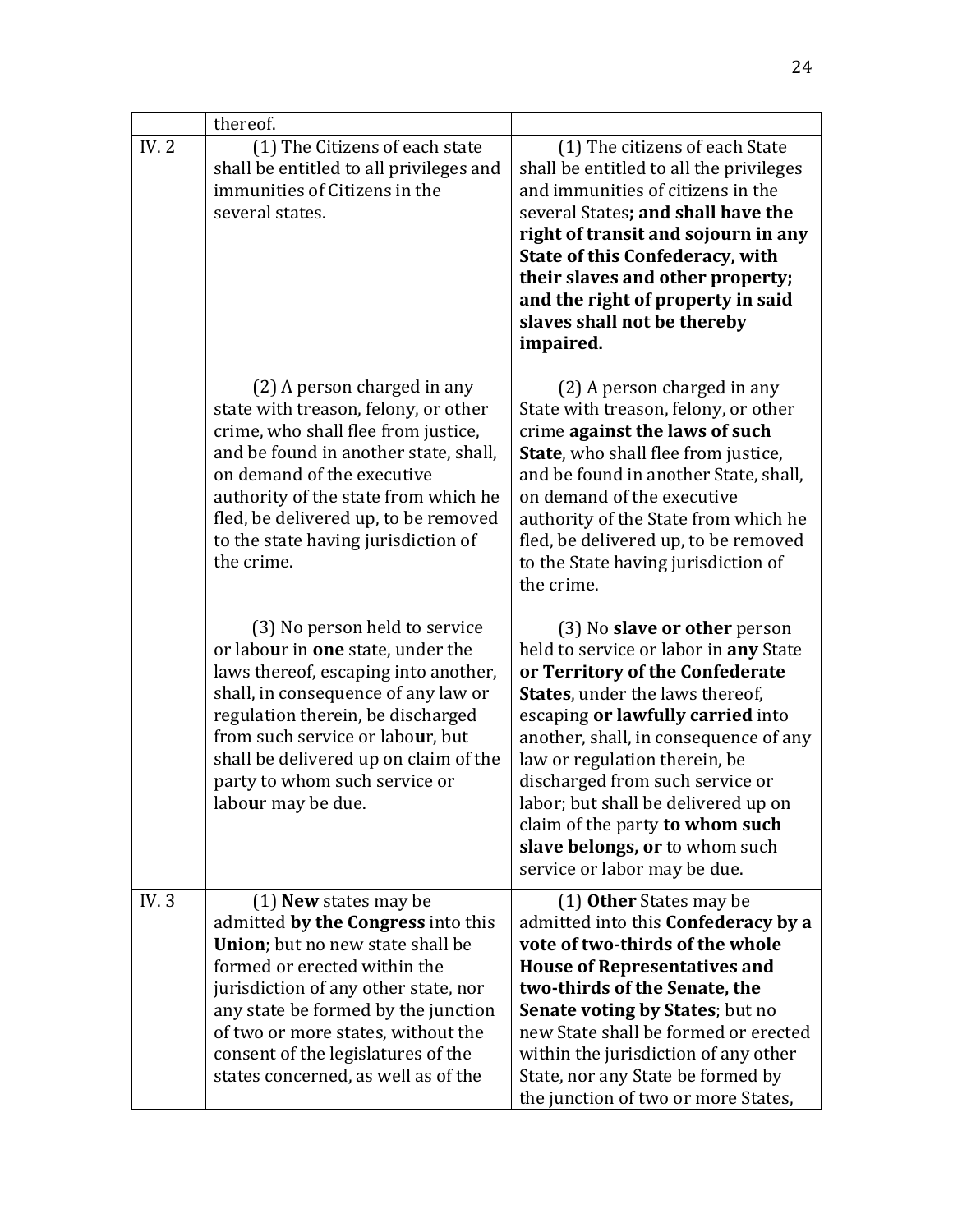| | thereof. | |
|---|---|---|
| IV. 2 | (1) The Citizens of each state shall be entitled to all privileges and immunities of Citizens in the several states.<br><br>(2) A person charged in any state with treason, felony, or other crime, who shall flee from justice, and be found in another state, shall, on demand of the executive authority of the state from which he fled, be delivered up, to be removed to the state having jurisdiction of the crime.<br><br>(3) No person held to service or labo**u**r in **one** state, under the laws thereof, escaping into another, shall, in consequence of any law or regulation therein, be discharged from such service or labo**u**r, but shall be delivered up on claim of the party to whom such service or labo**u**r may be due. | (1) The citizens of each State shall be entitled to all the privileges and immunities of citizens in the several States**; and shall have the right of transit and sojourn in any State of this Confederacy, with their slaves and other property; and the right of property in said slaves shall not be thereby impaired.**<br><br>(2) A person charged in any State with treason, felony, or other crime **against the laws of such State**, who shall flee from justice, and be found in another State, shall, on demand of the executive authority of the State from which he fled, be delivered up, to be removed to the State having jurisdiction of the crime.<br><br>(3) No **slave or other** person held to service or labor in **any** State **or Territory of the Confederate States**, under the laws thereof, escaping **or lawfully carried** into another, shall, in consequence of any law or regulation therein, be discharged from such service or labor; but shall be delivered up on claim of the party **to whom such slave belongs, or** to whom such service or labor may be due. |
| IV. 3 | (1) **New** states may be admitted **by the Congress** into this **Union**; but no new state shall be formed or erected within the jurisdiction of any other state, nor any state be formed by the junction of two or more states, without the consent of the legislatures of the states concerned, as well as of the | (1) **Other** States may be admitted into this **Confederacy by a vote of two-thirds of the whole House of Representatives and two-thirds of the Senate, the Senate voting by States**; but no new State shall be formed or erected within the jurisdiction of any other State, nor any State be formed by the junction of two or more States, |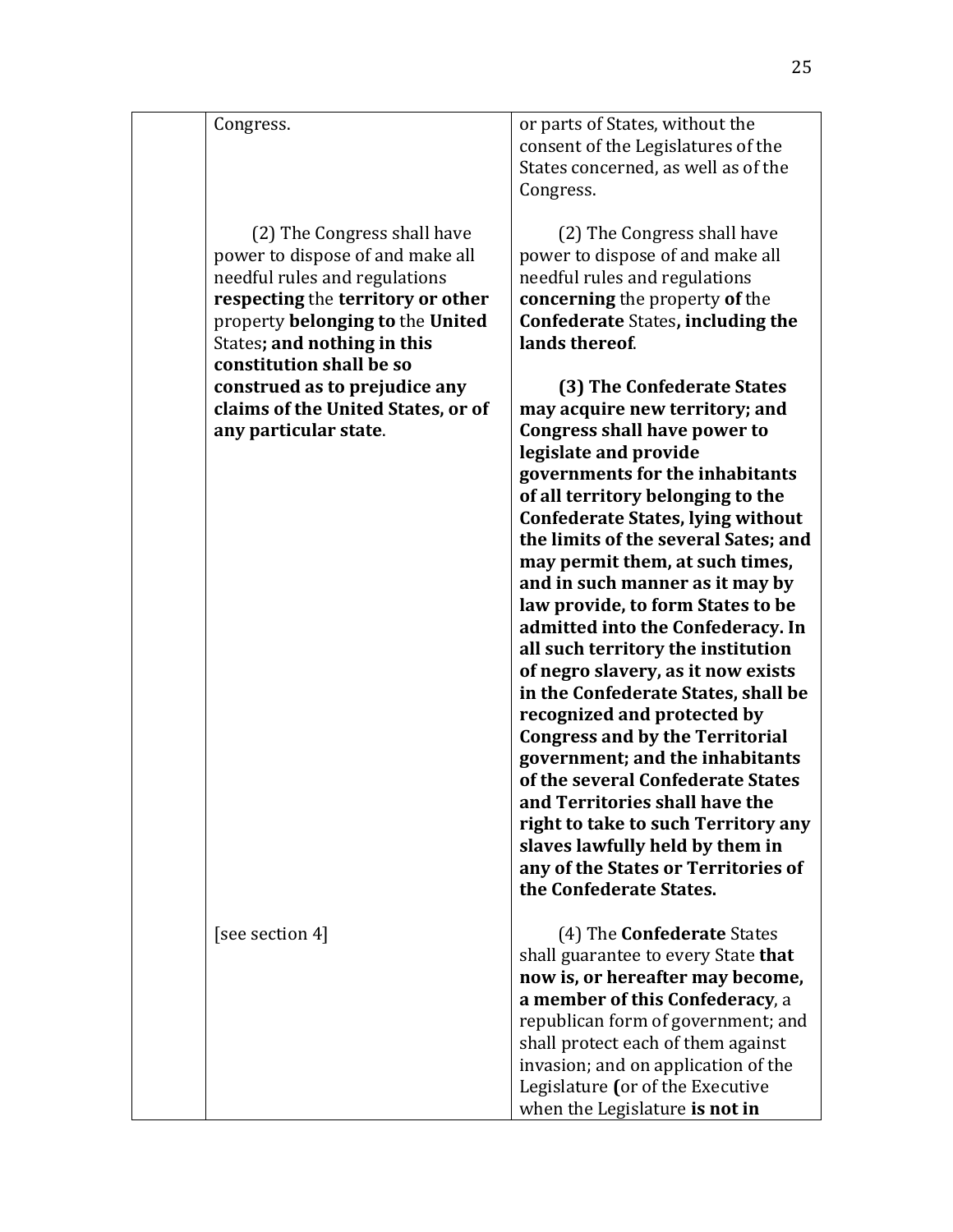| | | |
|---|---|---|
| | Congress. | or parts of States, without the consent of the Legislatures of the States concerned, as well as of the Congress. |
| | (2) The Congress shall have power to dispose of and make all needful rules and regulations **respecting** the **territory or other** property **belonging to** the **United** States**; and nothing in this constitution shall be so construed as to prejudice any claims of the United States, or of any particular state**. | (2) The Congress shall have power to dispose of and make all needful rules and regulations **concerning** the property **of** the **Confederate** States**, including the lands thereof**.<br><br>**(3) The Confederate States may acquire new territory; and Congress shall have power to legislate and provide governments for the inhabitants of all territory belonging to the Confederate States, lying without the limits of the several Sates; and may permit them, at such times, and in such manner as it may by law provide, to form States to be admitted into the Confederacy. In all such territory the institution of negro slavery, as it now exists in the Confederate States, shall be recognized and protected by Congress and by the Territorial government; and the inhabitants of the several Confederate States and Territories shall have the right to take to such Territory any slaves lawfully held by them in any of the States or Territories of the Confederate States.** |
| | [see section 4] | (4) The **Confederate** States shall guarantee to every State **that now is, or hereafter may become, a member of this Confederacy**, a republican form of government; and shall protect each of them against invasion; and on application of the Legislature **(**or of the Executive when the Legislature **is not in** |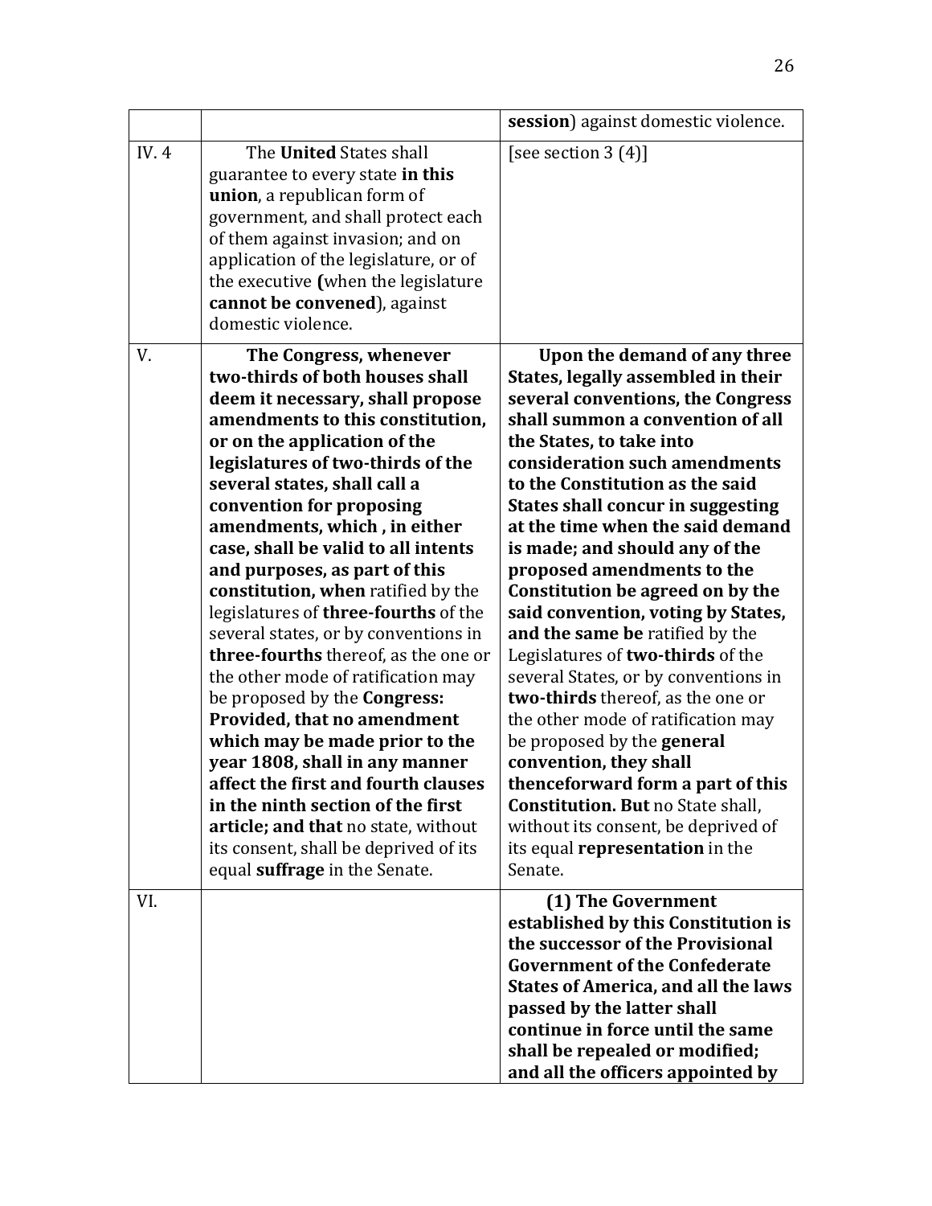| | | |
|---|---|---|
| | | **session**) against domestic violence. |
| IV. 4 | The **United** States shall guarantee to every state **in this union**, a republican form of government, and shall protect each of them against invasion; and on application of the legislature, or of the executive **(**when the legislature **cannot be convened**), against domestic violence. | [see section 3 (4)] |
| V. | **The Congress, whenever two-thirds of both houses shall deem it necessary, shall propose amendments to this constitution, or on the application of the legislatures of two-thirds of the several states, shall call a convention for proposing amendments, which , in either case, shall be valid to all intents and purposes, as part of this constitution, when** ratified by the legislatures of **three-fourths** of the several states, or by conventions in **three-fourths** thereof, as the one or the other mode of ratification may be proposed by the **Congress: Provided, that no amendment which may be made prior to the year 1808, shall in any manner affect the first and fourth clauses in the ninth section of the first article; and that** no state, without its consent, shall be deprived of its equal **suffrage** in the Senate. | **Upon the demand of any three States, legally assembled in their several conventions, the Congress shall summon a convention of all the States, to take into consideration such amendments to the Constitution as the said States shall concur in suggesting at the time when the said demand is made; and should any of the proposed amendments to the Constitution be agreed on by the said convention, voting by States, and the same be** ratified by the Legislatures of **two-thirds** of the several States, or by conventions in **two-thirds** thereof, as the one or the other mode of ratification may be proposed by the **general convention, they shall thenceforward form a part of this Constitution. But** no State shall, without its consent, be deprived of its equal **representation** in the Senate. |
| VI. | | **(1) The Government established by this Constitution is the successor of the Provisional Government of the Confederate States of America, and all the laws passed by the latter shall continue in force until the same shall be repealed or modified; and all the officers appointed by** |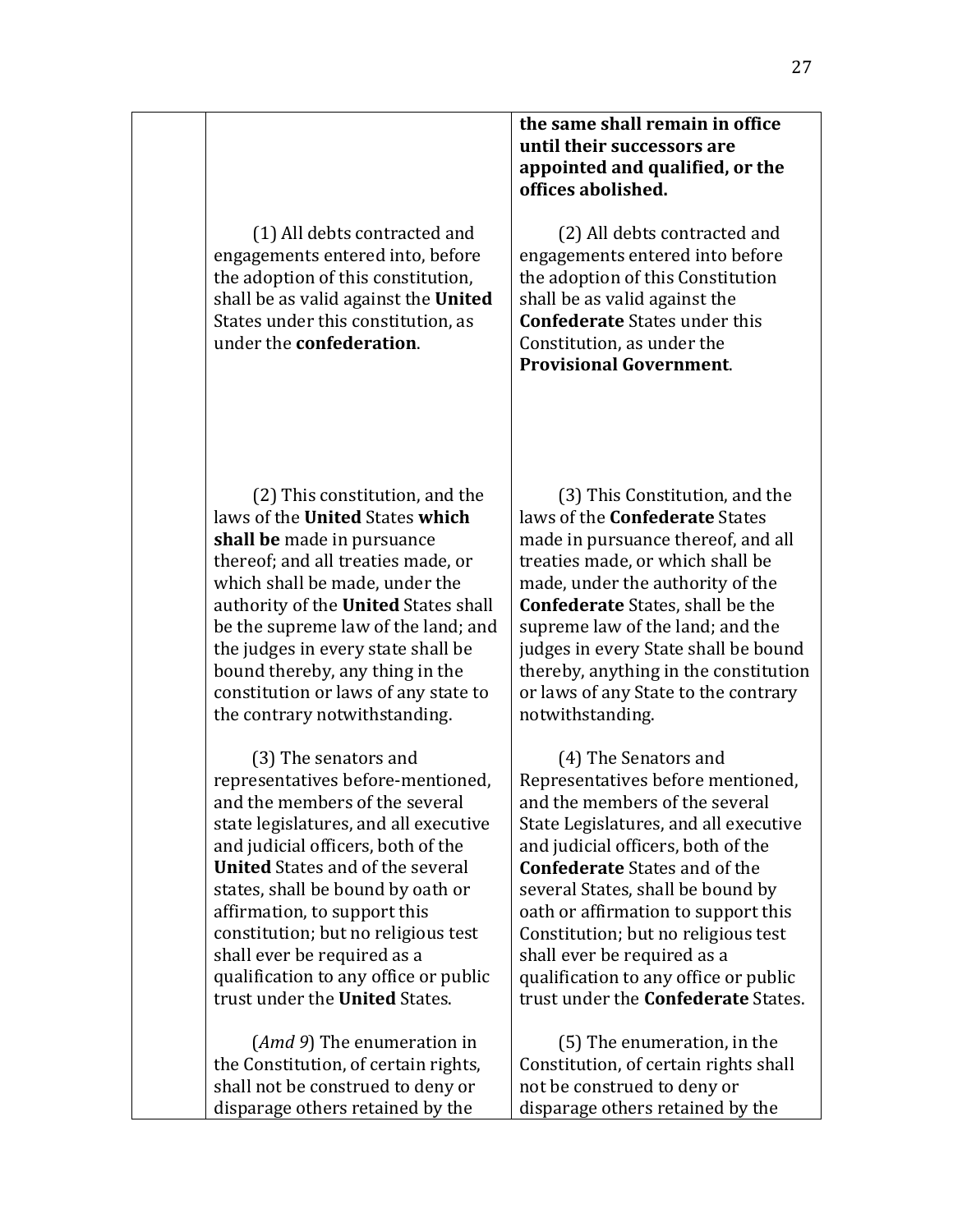| | | |
|---|---|---|
| | | **the same shall remain in office until their successors are appointed and qualified, or the offices abolished.** |
| | (1) All debts contracted and engagements entered into, before the adoption of this constitution, shall be as valid against the **United** States under this constitution, as under the **confederation**. | (2) All debts contracted and engagements entered into before the adoption of this Constitution shall be as valid against the **Confederate** States under this Constitution, as under the **Provisional Government**. |
| | (2) This constitution, and the laws of the **United** States **which shall be** made in pursuance thereof; and all treaties made, or which shall be made, under the authority of the **United** States shall be the supreme law of the land; and the judges in every state shall be bound thereby, any thing in the constitution or laws of any state to the contrary notwithstanding. | (3) This Constitution, and the laws of the **Confederate** States made in pursuance thereof, and all treaties made, or which shall be made, under the authority of the **Confederate** States, shall be the supreme law of the land; and the judges in every State shall be bound thereby, anything in the constitution or laws of any State to the contrary notwithstanding. |
| | (3) The senators and representatives before-mentioned, and the members of the several state legislatures, and all executive and judicial officers, both of the **United** States and of the several states, shall be bound by oath or affirmation, to support this constitution; but no religious test shall ever be required as a qualification to any office or public trust under the **United** States. | (4) The Senators and Representatives before mentioned, and the members of the several State Legislatures, and all executive and judicial officers, both of the **Confederate** States and of the several States, shall be bound by oath or affirmation to support this Constitution; but no religious test shall ever be required as a qualification to any office or public trust under the **Confederate** States. |
| | (*Amd 9*) The enumeration in the Constitution, of certain rights, shall not be construed to deny or disparage others retained by the | (5) The enumeration, in the Constitution, of certain rights shall not be construed to deny or disparage others retained by the |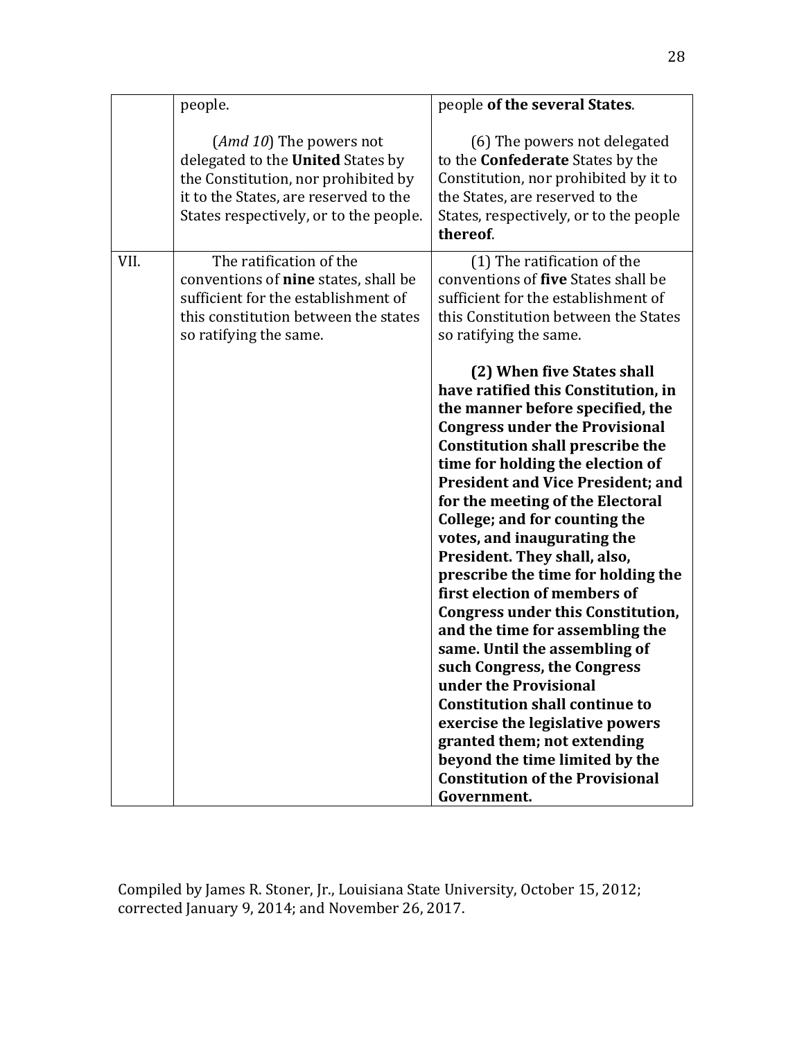| | | |
|---|---|---|
| | people.<br><br>(*Amd 10*) The powers not delegated to the **United** States by the Constitution, nor prohibited by it to the States, are reserved to the States respectively, or to the people. | people **of the several States**.<br><br>(6) The powers not delegated to the **Confederate** States by the Constitution, nor prohibited by it to the States, are reserved to the States, respectively, or to the people **thereof**. |
| VII. | The ratification of the conventions of **nine** states, shall be sufficient for the establishment of this constitution between the states so ratifying the same. | (1) The ratification of the conventions of **five** States shall be sufficient for the establishment of this Constitution between the States so ratifying the same.<br><br>**(2) When five States shall have ratified this Constitution, in the manner before specified, the Congress under the Provisional Constitution shall prescribe the time for holding the election of President and Vice President; and for the meeting of the Electoral College; and for counting the votes, and inaugurating the President. They shall, also, prescribe the time for holding the first election of members of Congress under this Constitution, and the time for assembling the same. Until the assembling of such Congress, the Congress under the Provisional Constitution shall continue to exercise the legislative powers granted them; not extending beyond the time limited by the Constitution of the Provisional Government.** |

Compiled by James R. Stoner, Jr., Louisiana State University, October 15, 2012; corrected January 9, 2014; and November 26, 2017.